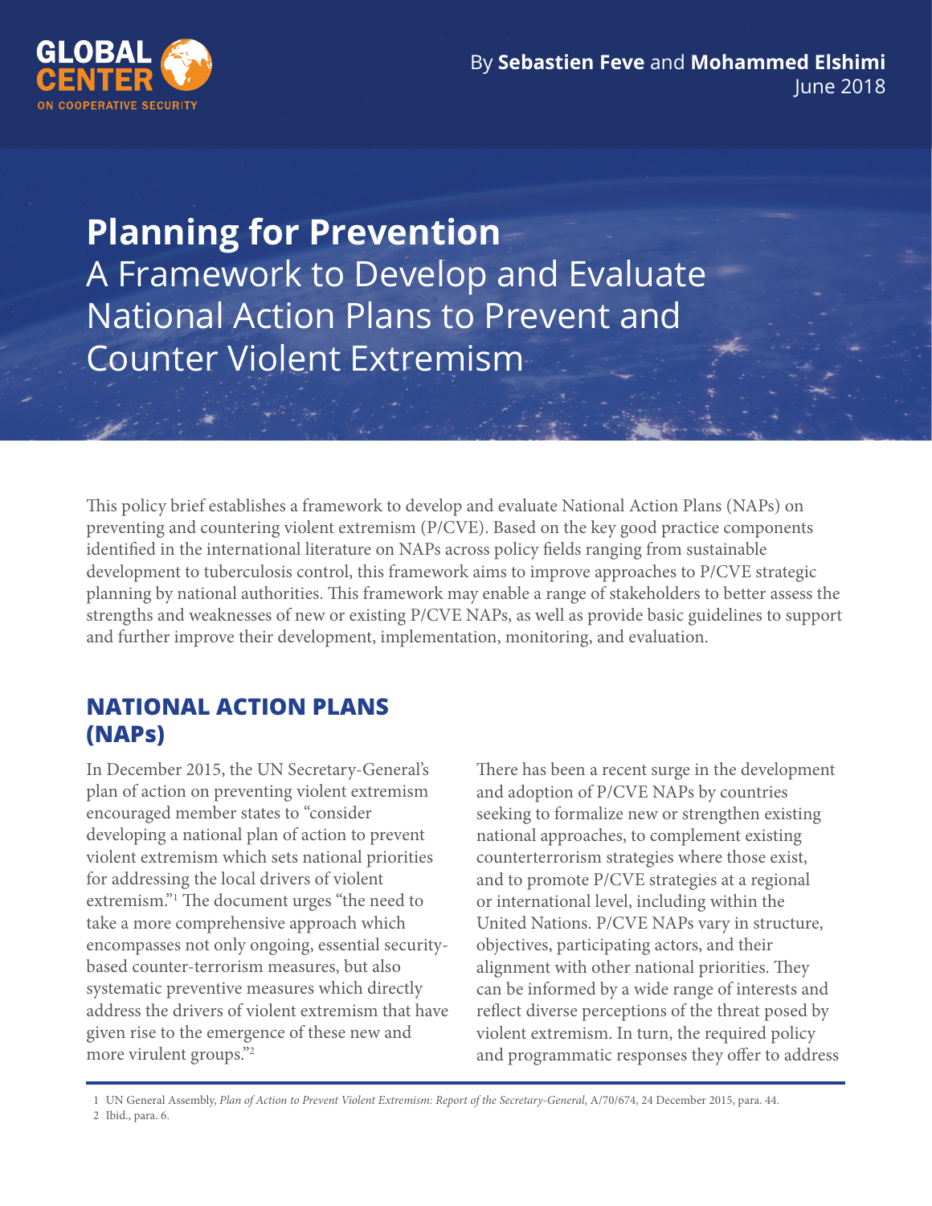By **Sebastien Feve** and **Mohammed Elshimi**
June 2018

# Planning for Prevention

## A Framework to Develop and Evaluate National Action Plans to Prevent and Counter Violent Extremism

This policy brief establishes a framework to develop and evaluate National Action Plans (NAPs) on preventing and countering violent extremism (P/CVE). Based on the key good practice components identified in the international literature on NAPs across policy fields ranging from sustainable development to tuberculosis control, this framework aims to improve approaches to P/CVE strategic planning by national authorities. This framework may enable a range of stakeholders to better assess the strengths and weaknesses of new or existing P/CVE NAPs, as well as provide basic guidelines to support and further improve their development, implementation, monitoring, and evaluation.

## NATIONAL ACTION PLANS (NAPs)

In December 2015, the UN Secretary-General's plan of action on preventing violent extremism encouraged member states to "consider developing a national plan of action to prevent violent extremism which sets national priorities for addressing the local drivers of violent extremism."[1] The document urges "the need to take a more comprehensive approach which encompasses not only ongoing, essential security-based counter-terrorism measures, but also systematic preventive measures which directly address the drivers of violent extremism that have given rise to the emergence of these new and more virulent groups."[2]

There has been a recent surge in the development and adoption of P/CVE NAPs by countries seeking to formalize new or strengthen existing national approaches, to complement existing counterterrorism strategies where those exist, and to promote P/CVE strategies at a regional or international level, including within the United Nations. P/CVE NAPs vary in structure, objectives, participating actors, and their alignment with other national priorities. They can be informed by a wide range of interests and reflect diverse perceptions of the threat posed by violent extremism. In turn, the required policy and programmatic responses they offer to address

1 UN General Assembly, *Plan of Action to Prevent Violent Extremism: Report of the Secretary-General*, A/70/674, 24 December 2015, para. 44.

2 Ibid., para. 6.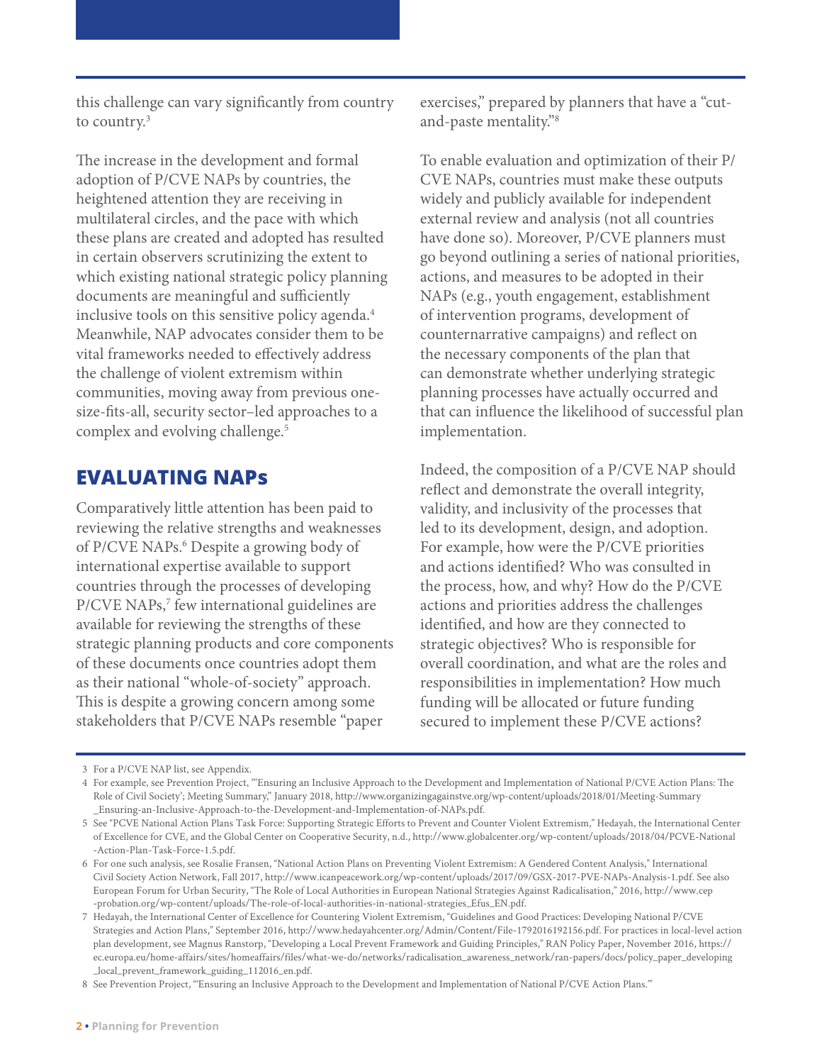this challenge can vary significantly from country to country.[3]

The increase in the development and formal adoption of P/CVE NAPs by countries, the heightened attention they are receiving in multilateral circles, and the pace with which these plans are created and adopted has resulted in certain observers scrutinizing the extent to which existing national strategic policy planning documents are meaningful and sufficiently inclusive tools on this sensitive policy agenda.[4] Meanwhile, NAP advocates consider them to be vital frameworks needed to effectively address the challenge of violent extremism within communities, moving away from previous one-size-fits-all, security sector–led approaches to a complex and evolving challenge.[5]

## EVALUATING NAPs

Comparatively little attention has been paid to reviewing the relative strengths and weaknesses of P/CVE NAPs.[6] Despite a growing body of international expertise available to support countries through the processes of developing P/CVE NAPs,[7] few international guidelines are available for reviewing the strengths of these strategic planning products and core components of these documents once countries adopt them as their national "whole-of-society" approach. This is despite a growing concern among some stakeholders that P/CVE NAPs resemble "paper exercises," prepared by planners that have a "cut-and-paste mentality."[8]

To enable evaluation and optimization of their P/CVE NAPs, countries must make these outputs widely and publicly available for independent external review and analysis (not all countries have done so). Moreover, P/CVE planners must go beyond outlining a series of national priorities, actions, and measures to be adopted in their NAPs (e.g., youth engagement, establishment of intervention programs, development of counternarrative campaigns) and reflect on the necessary components of the plan that can demonstrate whether underlying strategic planning processes have actually occurred and that can influence the likelihood of successful plan implementation.

Indeed, the composition of a P/CVE NAP should reflect and demonstrate the overall integrity, validity, and inclusivity of the processes that led to its development, design, and adoption. For example, how were the P/CVE priorities and actions identified? Who was consulted in the process, how, and why? How do the P/CVE actions and priorities address the challenges identified, and how are they connected to strategic objectives? Who is responsible for overall coordination, and what are the roles and responsibilities in implementation? How much funding will be allocated or future funding secured to implement these P/CVE actions?

---

3 For a P/CVE NAP list, see Appendix.

4 For example, see Prevention Project, "'Ensuring an Inclusive Approach to the Development and Implementation of National P/CVE Action Plans: The Role of Civil Society'; Meeting Summary," January 2018, http://www.organizingagainstve.org/wp-content/uploads/2018/01/Meeting-Summary_Ensuring-an-Inclusive-Approach-to-the-Development-and-Implementation-of-NAPs.pdf.

5 See "PCVE National Action Plans Task Force: Supporting Strategic Efforts to Prevent and Counter Violent Extremism," Hedayah, the International Center of Excellence for CVE, and the Global Center on Cooperative Security, n.d., http://www.globalcenter.org/wp-content/uploads/2018/04/PCVE-National-Action-Plan-Task-Force-1.5.pdf.

6 For one such analysis, see Rosalie Fransen, "National Action Plans on Preventing Violent Extremism: A Gendered Content Analysis," International Civil Society Action Network, Fall 2017, http://www.icanpeacework.org/wp-content/uploads/2017/09/GSX-2017-PVE-NAPs-Analysis-1.pdf. See also European Forum for Urban Security, "The Role of Local Authorities in European National Strategies Against Radicalisation," 2016, http://www.cep-probation.org/wp-content/uploads/The-role-of-local-authorities-in-national-strategies_Efus_EN.pdf.

7 Hedayah, the International Center of Excellence for Countering Violent Extremism, "Guidelines and Good Practices: Developing National P/CVE Strategies and Action Plans," September 2016, http://www.hedayahcenter.org/Admin/Content/File-1792016192156.pdf. For practices in local-level action plan development, see Magnus Ranstorp, "Developing a Local Prevent Framework and Guiding Principles," RAN Policy Paper, November 2016, https://ec.europa.eu/home-affairs/sites/homeaffairs/files/what-we-do/networks/radicalisation_awareness_network/ran-papers/docs/policy_paper_developing_local_prevent_framework_guiding_112016_en.pdf.

8 See Prevention Project, "'Ensuring an Inclusive Approach to the Development and Implementation of National P/CVE Action Plans.'"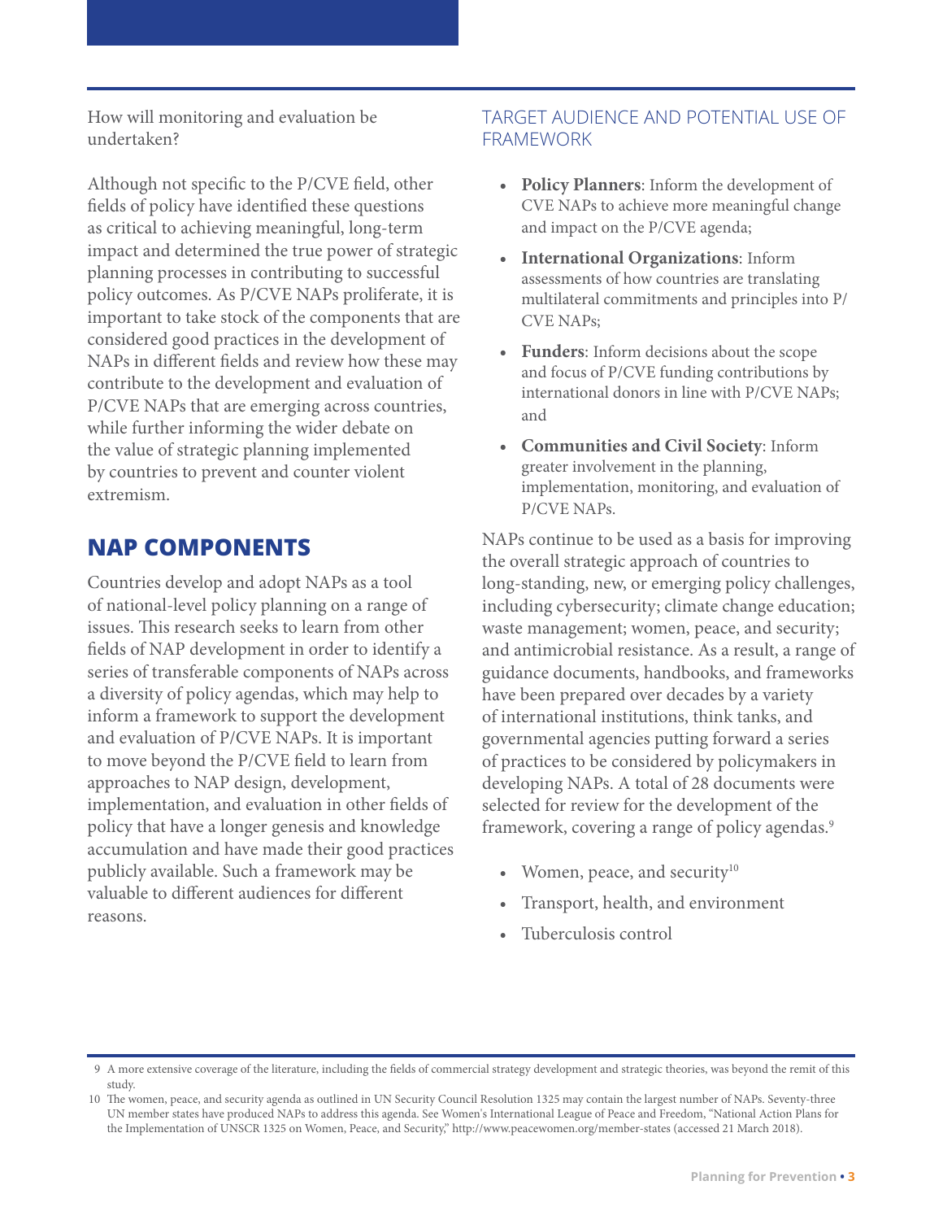How will monitoring and evaluation be undertaken?

Although not specific to the P/CVE field, other fields of policy have identified these questions as critical to achieving meaningful, long-term impact and determined the true power of strategic planning processes in contributing to successful policy outcomes. As P/CVE NAPs proliferate, it is important to take stock of the components that are considered good practices in the development of NAPs in different fields and review how these may contribute to the development and evaluation of P/CVE NAPs that are emerging across countries, while further informing the wider debate on the value of strategic planning implemented by countries to prevent and counter violent extremism.

## NAP COMPONENTS

Countries develop and adopt NAPs as a tool of national-level policy planning on a range of issues. This research seeks to learn from other fields of NAP development in order to identify a series of transferable components of NAPs across a diversity of policy agendas, which may help to inform a framework to support the development and evaluation of P/CVE NAPs. It is important to move beyond the P/CVE field to learn from approaches to NAP design, development, implementation, and evaluation in other fields of policy that have a longer genesis and knowledge accumulation and have made their good practices publicly available. Such a framework may be valuable to different audiences for different reasons.

### TARGET AUDIENCE AND POTENTIAL USE OF FRAMEWORK

- **Policy Planners**: Inform the development of CVE NAPs to achieve more meaningful change and impact on the P/CVE agenda;
- **International Organizations**: Inform assessments of how countries are translating multilateral commitments and principles into P/CVE NAPs;
- **Funders**: Inform decisions about the scope and focus of P/CVE funding contributions by international donors in line with P/CVE NAPs; and
- **Communities and Civil Society**: Inform greater involvement in the planning, implementation, monitoring, and evaluation of P/CVE NAPs.

NAPs continue to be used as a basis for improving the overall strategic approach of countries to long-standing, new, or emerging policy challenges, including cybersecurity; climate change education; waste management; women, peace, and security; and antimicrobial resistance. As a result, a range of guidance documents, handbooks, and frameworks have been prepared over decades by a variety of international institutions, think tanks, and governmental agencies putting forward a series of practices to be considered by policymakers in developing NAPs. A total of 28 documents were selected for review for the development of the framework, covering a range of policy agendas.[9]

- Women, peace, and security[10]
- Transport, health, and environment
- Tuberculosis control

9 A more extensive coverage of the literature, including the fields of commercial strategy development and strategic theories, was beyond the remit of this study.

10 The women, peace, and security agenda as outlined in UN Security Council Resolution 1325 may contain the largest number of NAPs. Seventy-three UN member states have produced NAPs to address this agenda. See Women's International League of Peace and Freedom, "National Action Plans for the Implementation of UNSCR 1325 on Women, Peace, and Security," http://www.peacewomen.org/member-states (accessed 21 March 2018).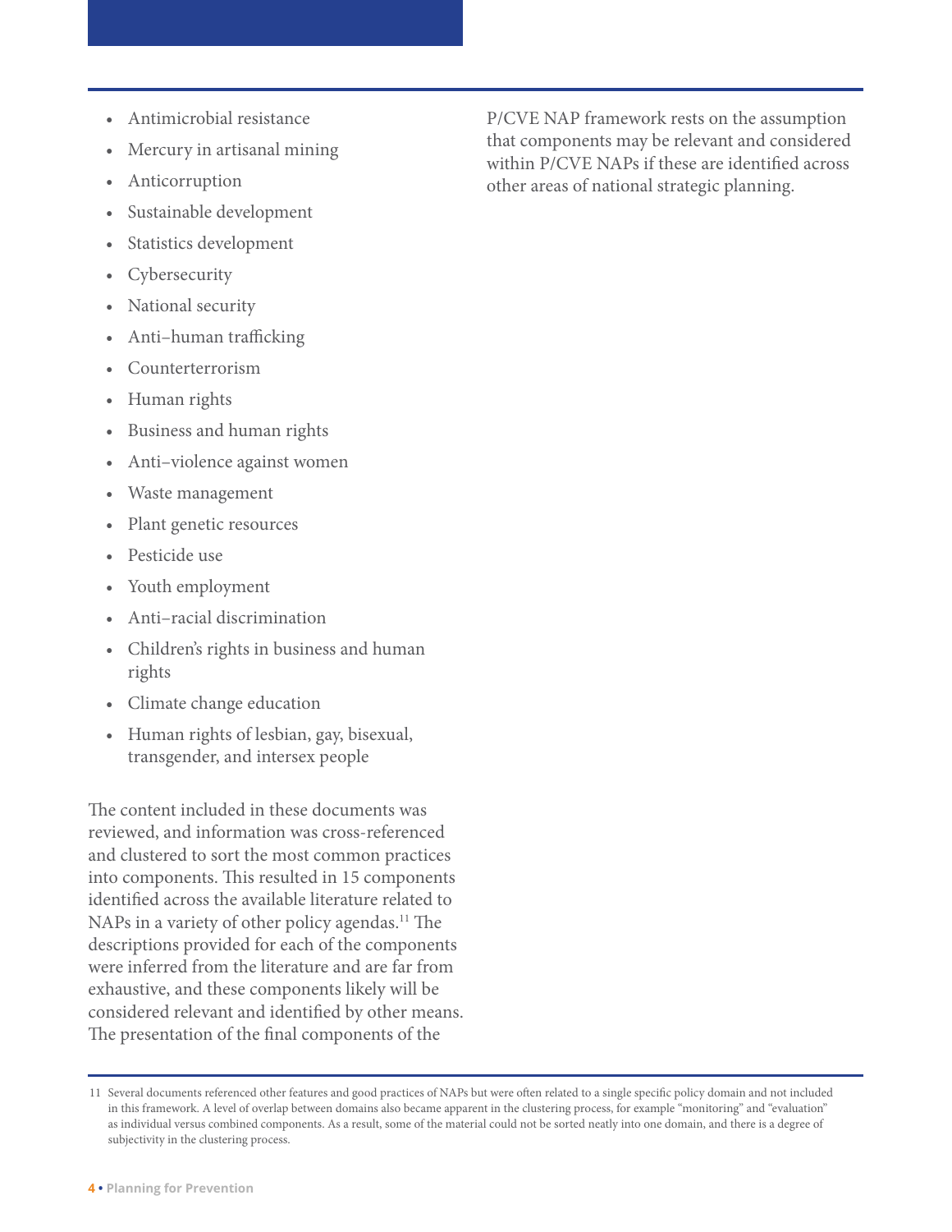- Antimicrobial resistance
- Mercury in artisanal mining
- Anticorruption
- Sustainable development
- Statistics development
- Cybersecurity
- National security
- Anti–human trafficking
- Counterterrorism
- Human rights
- Business and human rights
- Anti–violence against women
- Waste management
- Plant genetic resources
- Pesticide use
- Youth employment
- Anti–racial discrimination
- Children's rights in business and human rights
- Climate change education
- Human rights of lesbian, gay, bisexual, transgender, and intersex people

The content included in these documents was reviewed, and information was cross-referenced and clustered to sort the most common practices into components. This resulted in 15 components identified across the available literature related to NAPs in a variety of other policy agendas.[11] The descriptions provided for each of the components were inferred from the literature and are far from exhaustive, and these components likely will be considered relevant and identified by other means. The presentation of the final components of the P/CVE NAP framework rests on the assumption that components may be relevant and considered within P/CVE NAPs if these are identified across other areas of national strategic planning.

11 Several documents referenced other features and good practices of NAPs but were often related to a single specific policy domain and not included in this framework. A level of overlap between domains also became apparent in the clustering process, for example "monitoring" and "evaluation" as individual versus combined components. As a result, some of the material could not be sorted neatly into one domain, and there is a degree of subjectivity in the clustering process.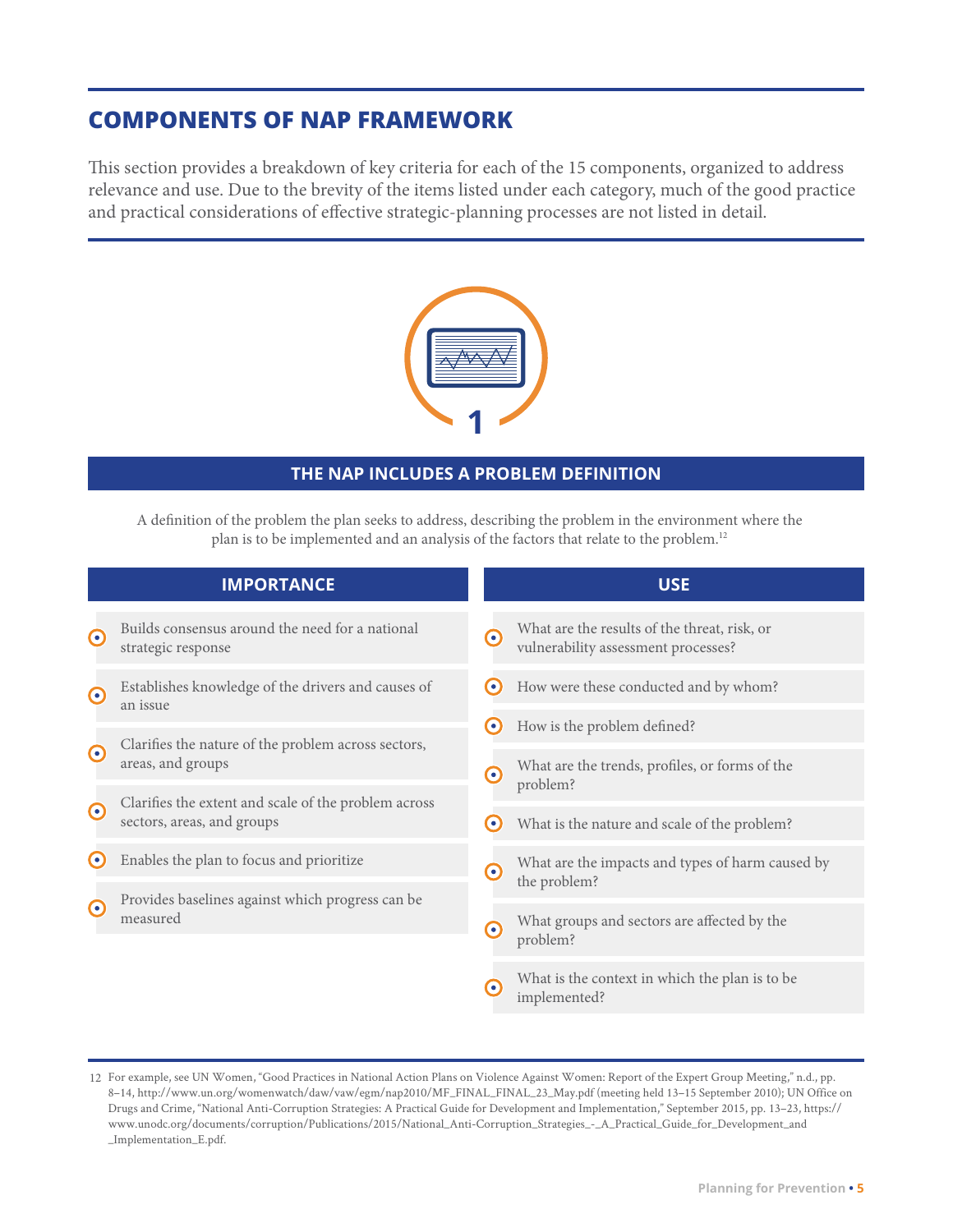## COMPONENTS OF NAP FRAMEWORK

This section provides a breakdown of key criteria for each of the 15 components, organized to address relevance and use. Due to the brevity of the items listed under each category, much of the good practice and practical considerations of effective strategic-planning processes are not listed in detail.

1

### THE NAP INCLUDES A PROBLEM DEFINITION

A definition of the problem the plan seeks to address, describing the problem in the environment where the plan is to be implemented and an analysis of the factors that relate to the problem.[12]

#### IMPORTANCE

- Builds consensus around the need for a national strategic response
- Establishes knowledge of the drivers and causes of an issue
- Clarifies the nature of the problem across sectors, areas, and groups
- Clarifies the extent and scale of the problem across sectors, areas, and groups
- Enables the plan to focus and prioritize
- Provides baselines against which progress can be measured

#### USE

- What are the results of the threat, risk, or vulnerability assessment processes?
- How were these conducted and by whom?
- How is the problem defined?
- What are the trends, profiles, or forms of the problem?
- What is the nature and scale of the problem?
- What are the impacts and types of harm caused by the problem?
- What groups and sectors are affected by the problem?
- What is the context in which the plan is to be implemented?

12 For example, see UN Women, "Good Practices in National Action Plans on Violence Against Women: Report of the Expert Group Meeting," n.d., pp. 8–14, http://www.un.org/womenwatch/daw/vaw/egm/nap2010/MF_FINAL_FINAL_23_May.pdf (meeting held 13–15 September 2010); UN Office on Drugs and Crime, "National Anti-Corruption Strategies: A Practical Guide for Development and Implementation," September 2015, pp. 13–23, https://www.unodc.org/documents/corruption/Publications/2015/National_Anti-Corruption_Strategies_-_A_Practical_Guide_for_Development_and_Implementation_E.pdf.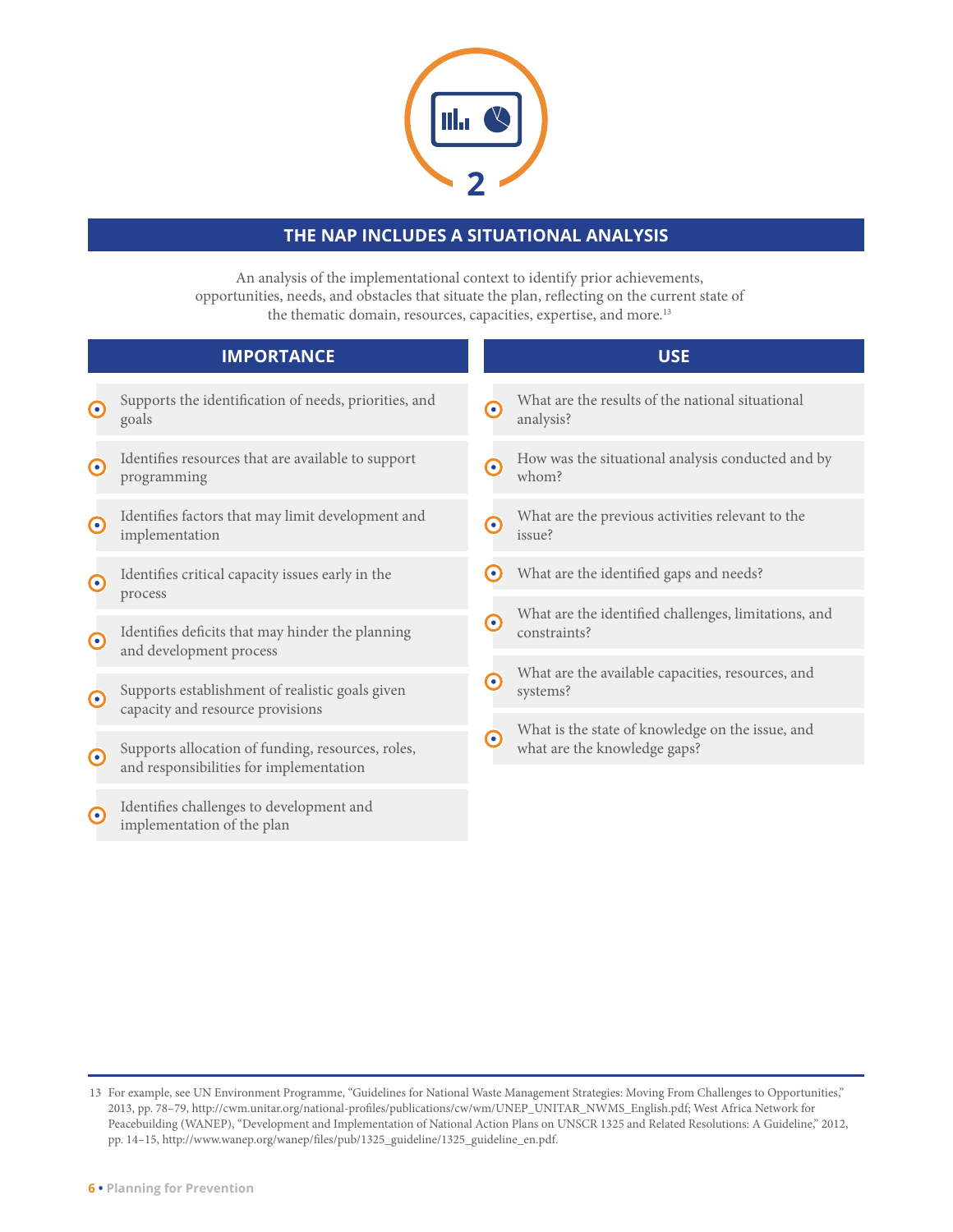2

## THE NAP INCLUDES A SITUATIONAL ANALYSIS

An analysis of the implementational context to identify prior achievements, opportunities, needs, and obstacles that situate the plan, reflecting on the current state of the thematic domain, resources, capacities, expertise, and more.[13]

### IMPORTANCE

- Supports the identification of needs, priorities, and goals
- Identifies resources that are available to support programming
- Identifies factors that may limit development and implementation
- Identifies critical capacity issues early in the process
- Identifies deficits that may hinder the planning and development process
- Supports establishment of realistic goals given capacity and resource provisions
- Supports allocation of funding, resources, roles, and responsibilities for implementation
- Identifies challenges to development and implementation of the plan

### USE

- What are the results of the national situational analysis?
- How was the situational analysis conducted and by whom?
- What are the previous activities relevant to the issue?
- What are the identified gaps and needs?
- What are the identified challenges, limitations, and constraints?
- What are the available capacities, resources, and systems?
- What is the state of knowledge on the issue, and what are the knowledge gaps?

---

13 For example, see UN Environment Programme, "Guidelines for National Waste Management Strategies: Moving From Challenges to Opportunities," 2013, pp. 78–79, http://cwm.unitar.org/national-profiles/publications/cw/wm/UNEP_UNITAR_NWMS_English.pdf; West Africa Network for Peacebuilding (WANEP), "Development and Implementation of National Action Plans on UNSCR 1325 and Related Resolutions: A Guideline," 2012, pp. 14–15, http://www.wanep.org/wanep/files/pub/1325_guideline/1325_guideline_en.pdf.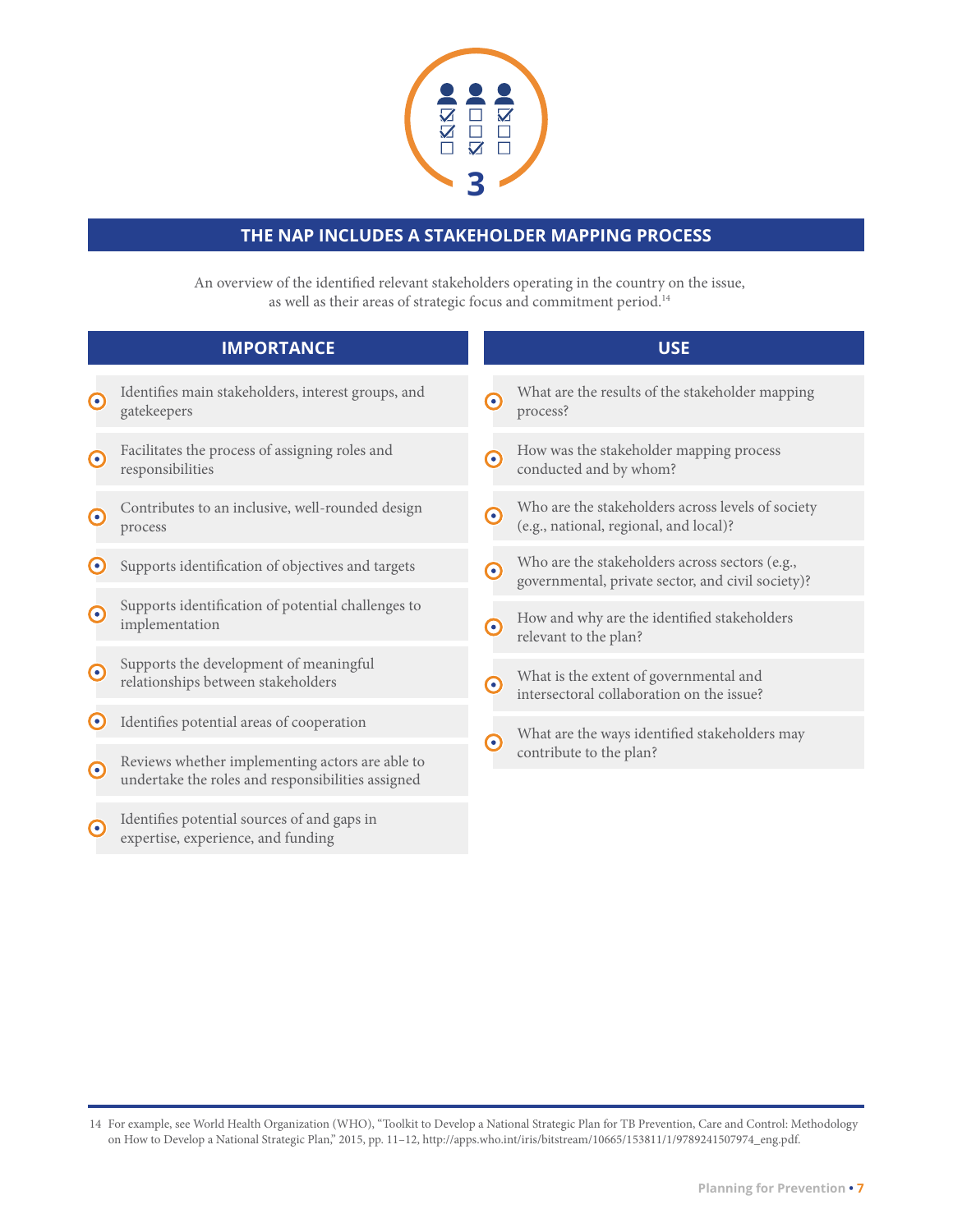3

## THE NAP INCLUDES A STAKEHOLDER MAPPING PROCESS

An overview of the identified relevant stakeholders operating in the country on the issue, as well as their areas of strategic focus and commitment period.[14]

### IMPORTANCE

- Identifies main stakeholders, interest groups, and gatekeepers
- Facilitates the process of assigning roles and responsibilities
- Contributes to an inclusive, well-rounded design process
- Supports identification of objectives and targets
- Supports identification of potential challenges to implementation
- Supports the development of meaningful relationships between stakeholders
- Identifies potential areas of cooperation
- Reviews whether implementing actors are able to undertake the roles and responsibilities assigned
- Identifies potential sources of and gaps in expertise, experience, and funding

### USE

- What are the results of the stakeholder mapping process?
- How was the stakeholder mapping process conducted and by whom?
- Who are the stakeholders across levels of society (e.g., national, regional, and local)?
- Who are the stakeholders across sectors (e.g., governmental, private sector, and civil society)?
- How and why are the identified stakeholders relevant to the plan?
- What is the extent of governmental and intersectoral collaboration on the issue?
- What are the ways identified stakeholders may contribute to the plan?

14 For example, see World Health Organization (WHO), "Toolkit to Develop a National Strategic Plan for TB Prevention, Care and Control: Methodology on How to Develop a National Strategic Plan," 2015, pp. 11–12, http://apps.who.int/iris/bitstream/10665/153811/1/9789241507974_eng.pdf.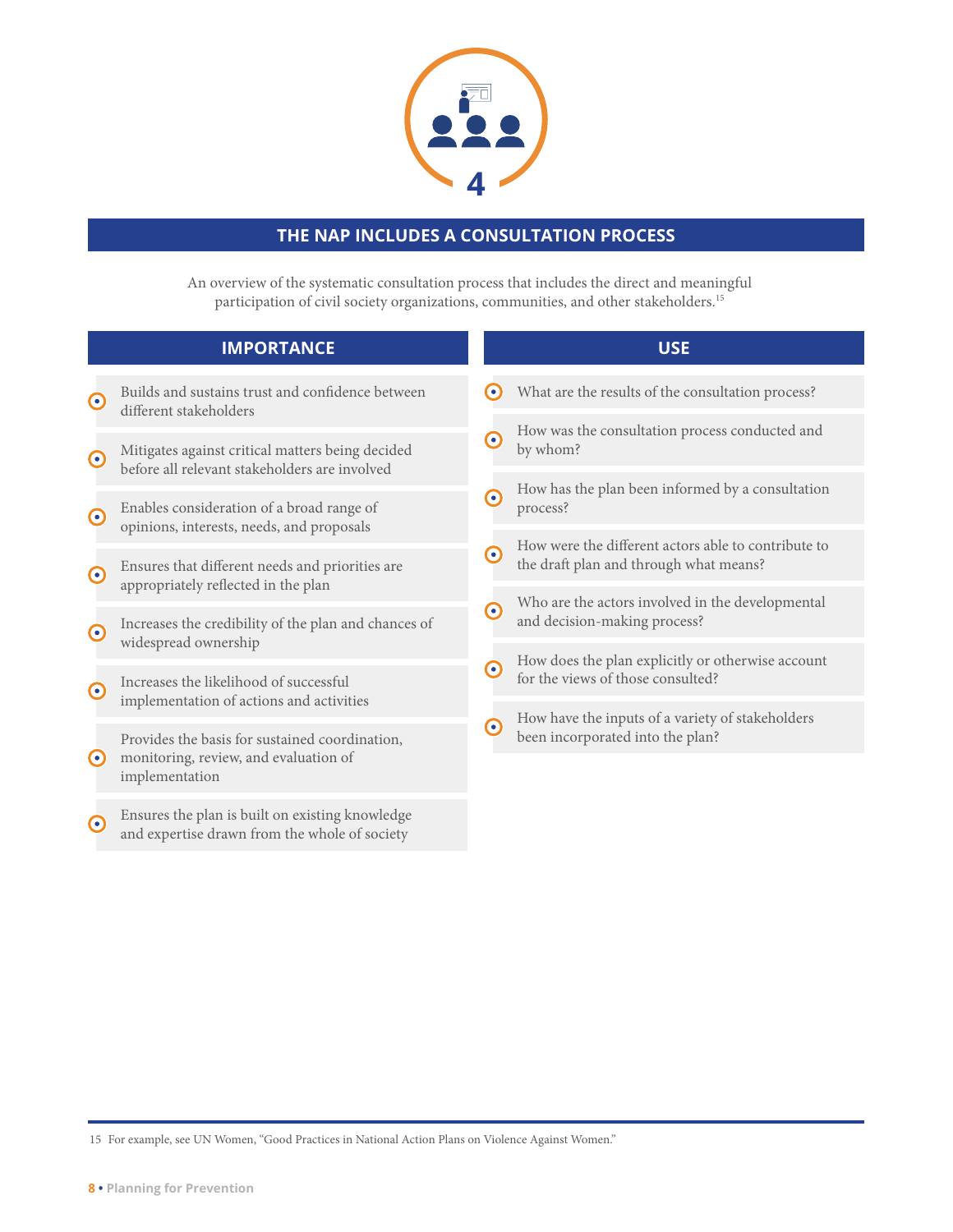# THE NAP INCLUDES A CONSULTATION PROCESS

An overview of the systematic consultation process that includes the direct and meaningful participation of civil society organizations, communities, and other stakeholders.[15]

## IMPORTANCE

- Builds and sustains trust and confidence between different stakeholders
- Mitigates against critical matters being decided before all relevant stakeholders are involved
- Enables consideration of a broad range of opinions, interests, needs, and proposals
- Ensures that different needs and priorities are appropriately reflected in the plan
- Increases the credibility of the plan and chances of widespread ownership
- Increases the likelihood of successful implementation of actions and activities
- Provides the basis for sustained coordination, monitoring, review, and evaluation of implementation
- Ensures the plan is built on existing knowledge and expertise drawn from the whole of society

## USE

- What are the results of the consultation process?
- How was the consultation process conducted and by whom?
- How has the plan been informed by a consultation process?
- How were the different actors able to contribute to the draft plan and through what means?
- Who are the actors involved in the developmental and decision-making process?
- How does the plan explicitly or otherwise account for the views of those consulted?
- How have the inputs of a variety of stakeholders been incorporated into the plan?

---

15 For example, see UN Women, "Good Practices in National Action Plans on Violence Against Women."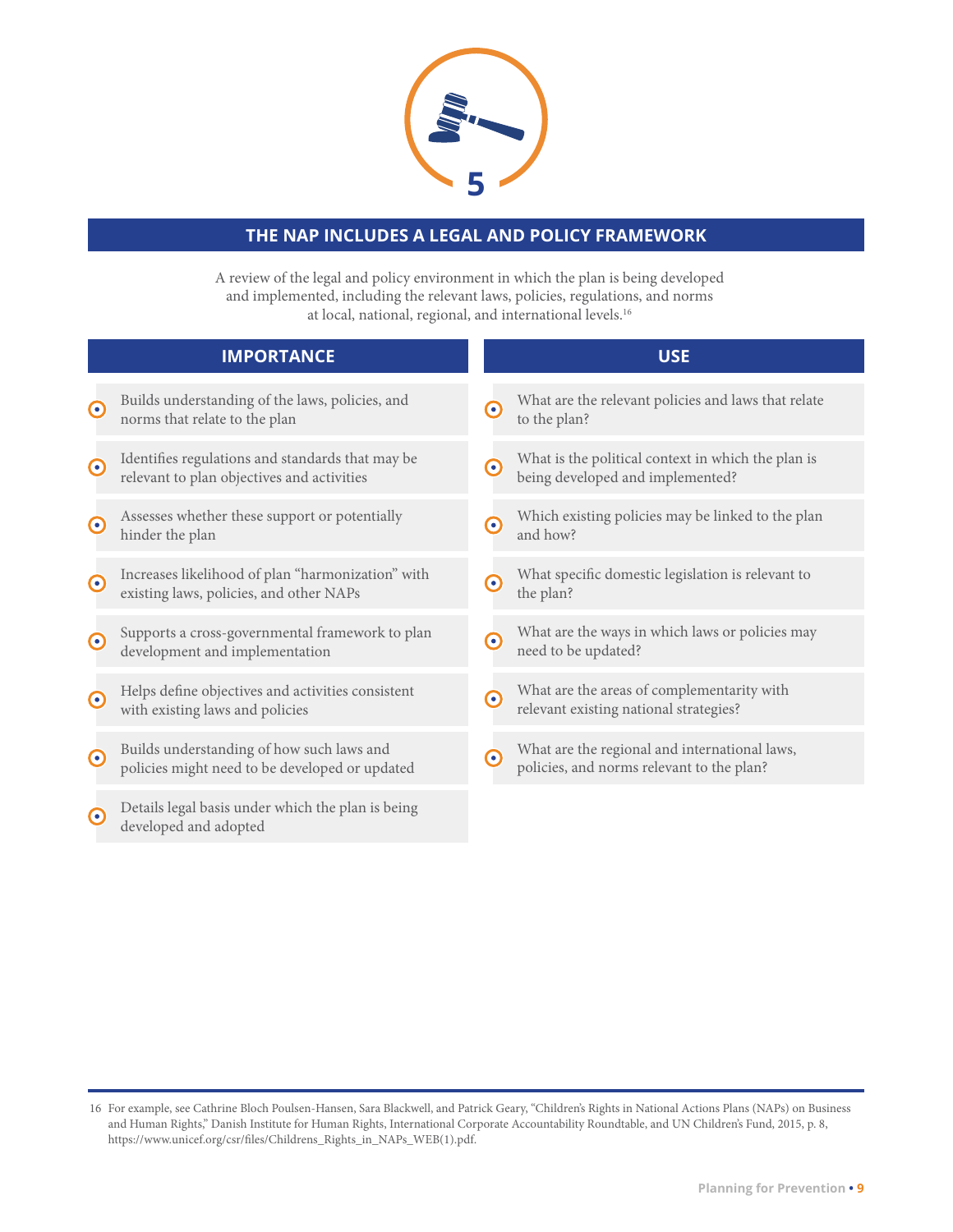5

## THE NAP INCLUDES A LEGAL AND POLICY FRAMEWORK

A review of the legal and policy environment in which the plan is being developed and implemented, including the relevant laws, policies, regulations, and norms at local, national, regional, and international levels.[16]

### IMPORTANCE

- Builds understanding of the laws, policies, and norms that relate to the plan
- Identifies regulations and standards that may be relevant to plan objectives and activities
- Assesses whether these support or potentially hinder the plan
- Increases likelihood of plan "harmonization" with existing laws, policies, and other NAPs
- Supports a cross-governmental framework to plan development and implementation
- Helps define objectives and activities consistent with existing laws and policies
- Builds understanding of how such laws and policies might need to be developed or updated
- Details legal basis under which the plan is being developed and adopted

### USE

- What are the relevant policies and laws that relate to the plan?
- What is the political context in which the plan is being developed and implemented?
- Which existing policies may be linked to the plan and how?
- What specific domestic legislation is relevant to the plan?
- What are the ways in which laws or policies may need to be updated?
- What are the areas of complementarity with relevant existing national strategies?
- What are the regional and international laws, policies, and norms relevant to the plan?

---

16 For example, see Cathrine Bloch Poulsen-Hansen, Sara Blackwell, and Patrick Geary, "Children's Rights in National Actions Plans (NAPs) on Business and Human Rights," Danish Institute for Human Rights, International Corporate Accountability Roundtable, and UN Children's Fund, 2015, p. 8, https://www.unicef.org/csr/files/Childrens_Rights_in_NAPs_WEB(1).pdf.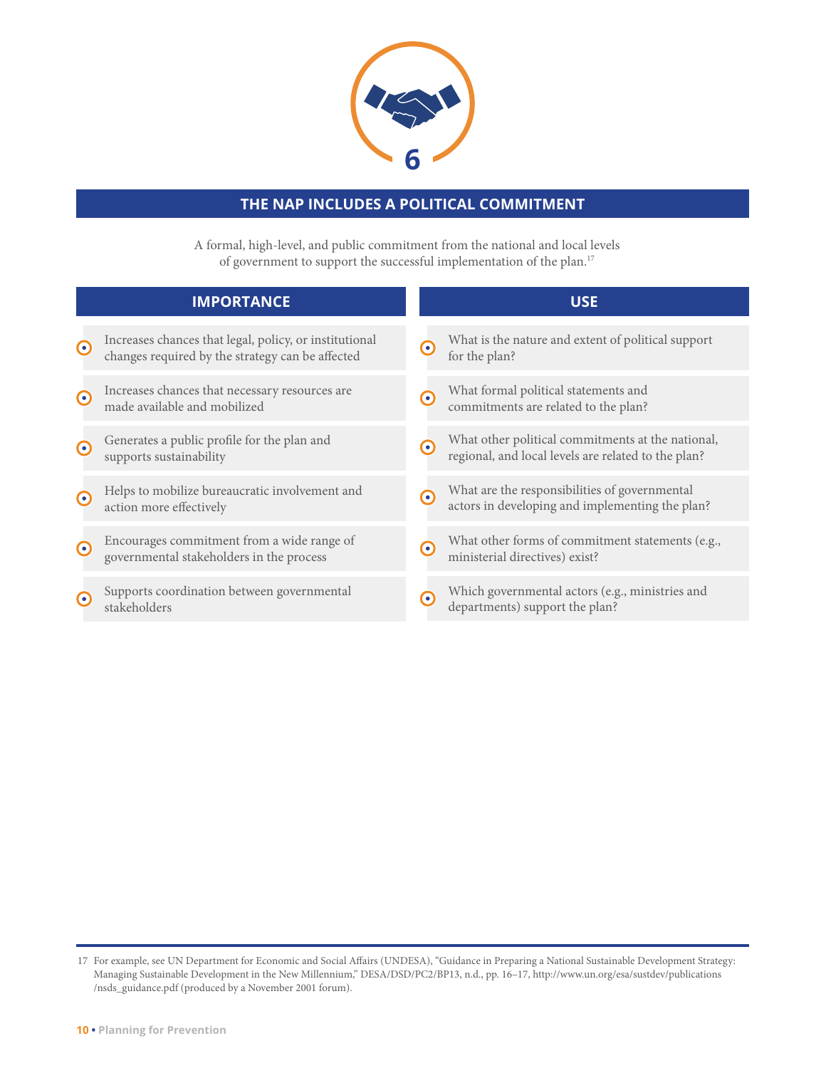6

## THE NAP INCLUDES A POLITICAL COMMITMENT

A formal, high-level, and public commitment from the national and local levels of government to support the successful implementation of the plan.[17]

### IMPORTANCE

- Increases chances that legal, policy, or institutional changes required by the strategy can be affected
- Increases chances that necessary resources are made available and mobilized
- Generates a public profile for the plan and supports sustainability
- Helps to mobilize bureaucratic involvement and action more effectively
- Encourages commitment from a wide range of governmental stakeholders in the process
- Supports coordination between governmental stakeholders

### USE

- What is the nature and extent of political support for the plan?
- What formal political statements and commitments are related to the plan?
- What other political commitments at the national, regional, and local levels are related to the plan?
- What are the responsibilities of governmental actors in developing and implementing the plan?
- What other forms of commitment statements (e.g., ministerial directives) exist?
- Which governmental actors (e.g., ministries and departments) support the plan?

---

17 For example, see UN Department for Economic and Social Affairs (UNDESA), "Guidance in Preparing a National Sustainable Development Strategy: Managing Sustainable Development in the New Millennium," DESA/DSD/PC2/BP13, n.d., pp. 16–17, http://www.un.org/esa/sustdev/publications/nsds_guidance.pdf (produced by a November 2001 forum).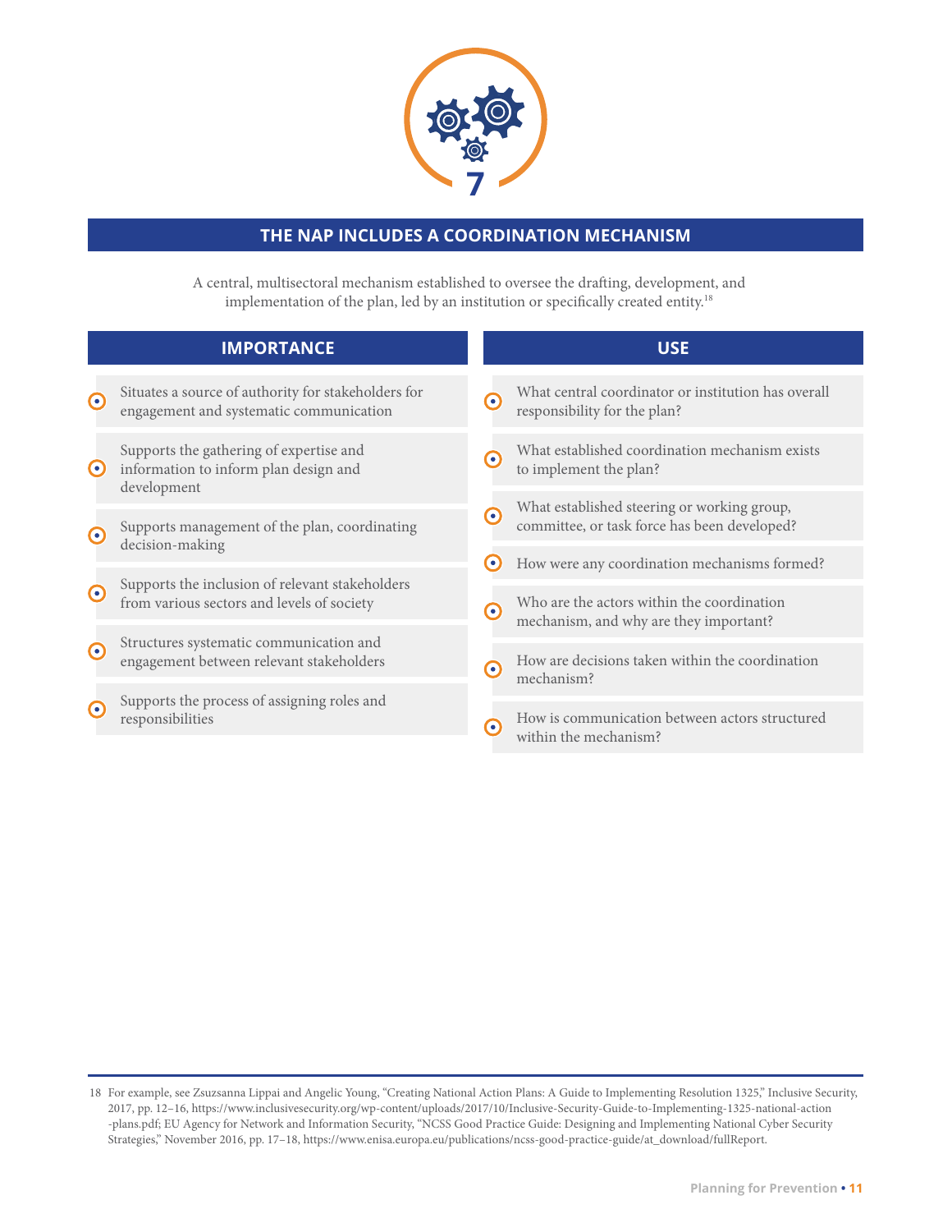7

## THE NAP INCLUDES A COORDINATION MECHANISM

A central, multisectoral mechanism established to oversee the drafting, development, and implementation of the plan, led by an institution or specifically created entity.[18]

### IMPORTANCE

- Situates a source of authority for stakeholders for engagement and systematic communication
- Supports the gathering of expertise and information to inform plan design and development
- Supports management of the plan, coordinating decision-making
- Supports the inclusion of relevant stakeholders from various sectors and levels of society
- Structures systematic communication and engagement between relevant stakeholders
- Supports the process of assigning roles and responsibilities

### USE

- What central coordinator or institution has overall responsibility for the plan?
- What established coordination mechanism exists to implement the plan?
- What established steering or working group, committee, or task force has been developed?
- How were any coordination mechanisms formed?
- Who are the actors within the coordination mechanism, and why are they important?
- How are decisions taken within the coordination mechanism?
- How is communication between actors structured within the mechanism?

---

18 For example, see Zsuzsanna Lippai and Angelic Young, "Creating National Action Plans: A Guide to Implementing Resolution 1325," Inclusive Security, 2017, pp. 12–16, https://www.inclusivesecurity.org/wp-content/uploads/2017/10/Inclusive-Security-Guide-to-Implementing-1325-national-action-plans.pdf; EU Agency for Network and Information Security, "NCSS Good Practice Guide: Designing and Implementing National Cyber Security Strategies," November 2016, pp. 17–18, https://www.enisa.europa.eu/publications/ncss-good-practice-guide/at_download/fullReport.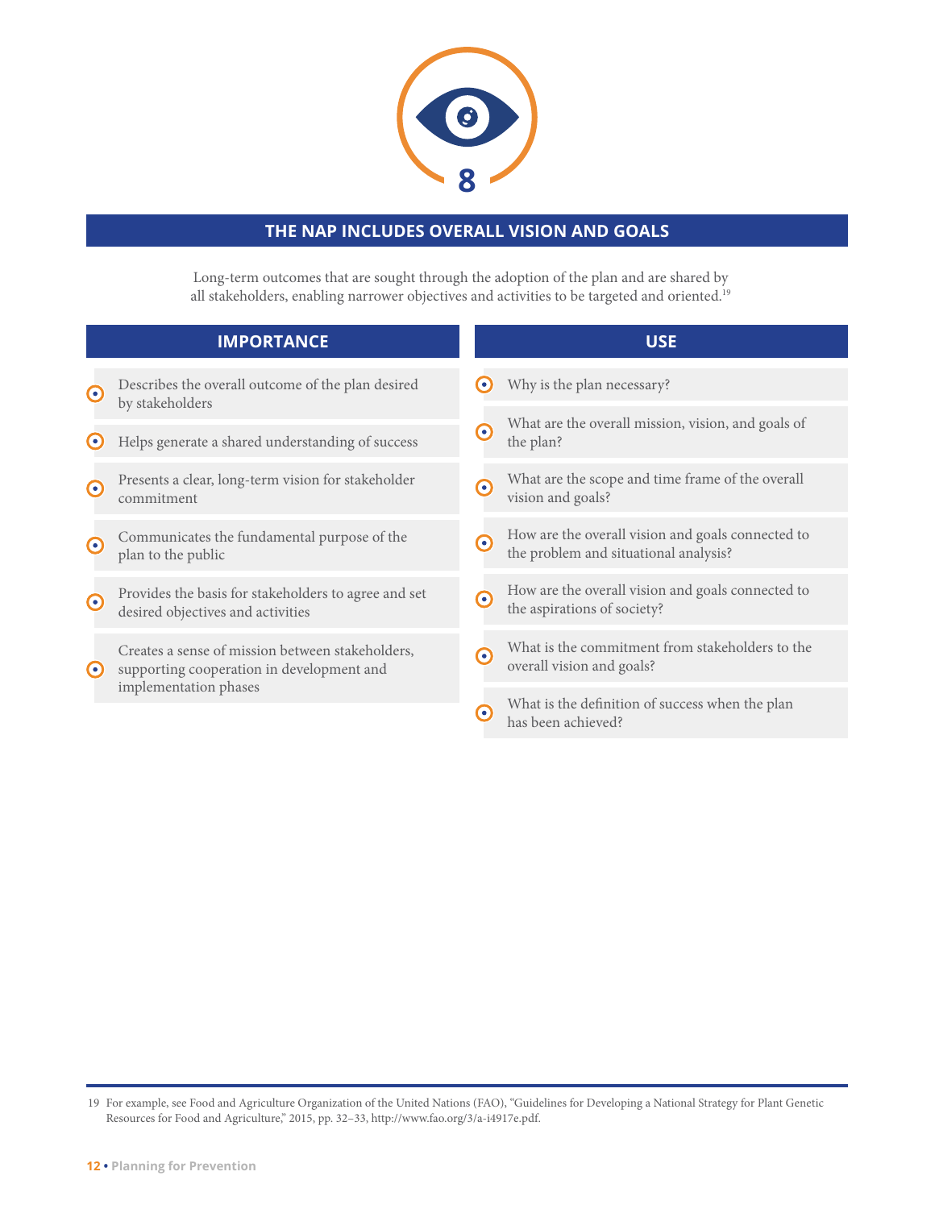8

## THE NAP INCLUDES OVERALL VISION AND GOALS

Long-term outcomes that are sought through the adoption of the plan and are shared by all stakeholders, enabling narrower objectives and activities to be targeted and oriented.[19]

### IMPORTANCE

- Describes the overall outcome of the plan desired by stakeholders
- Helps generate a shared understanding of success
- Presents a clear, long-term vision for stakeholder commitment
- Communicates the fundamental purpose of the plan to the public
- Provides the basis for stakeholders to agree and set desired objectives and activities
- Creates a sense of mission between stakeholders, supporting cooperation in development and implementation phases

### USE

- Why is the plan necessary?
- What are the overall mission, vision, and goals of the plan?
- What are the scope and time frame of the overall vision and goals?
- How are the overall vision and goals connected to the problem and situational analysis?
- How are the overall vision and goals connected to the aspirations of society?
- What is the commitment from stakeholders to the overall vision and goals?
- What is the definition of success when the plan has been achieved?

---

19 For example, see Food and Agriculture Organization of the United Nations (FAO), "Guidelines for Developing a National Strategy for Plant Genetic Resources for Food and Agriculture," 2015, pp. 32–33, http://www.fao.org/3/a-i4917e.pdf.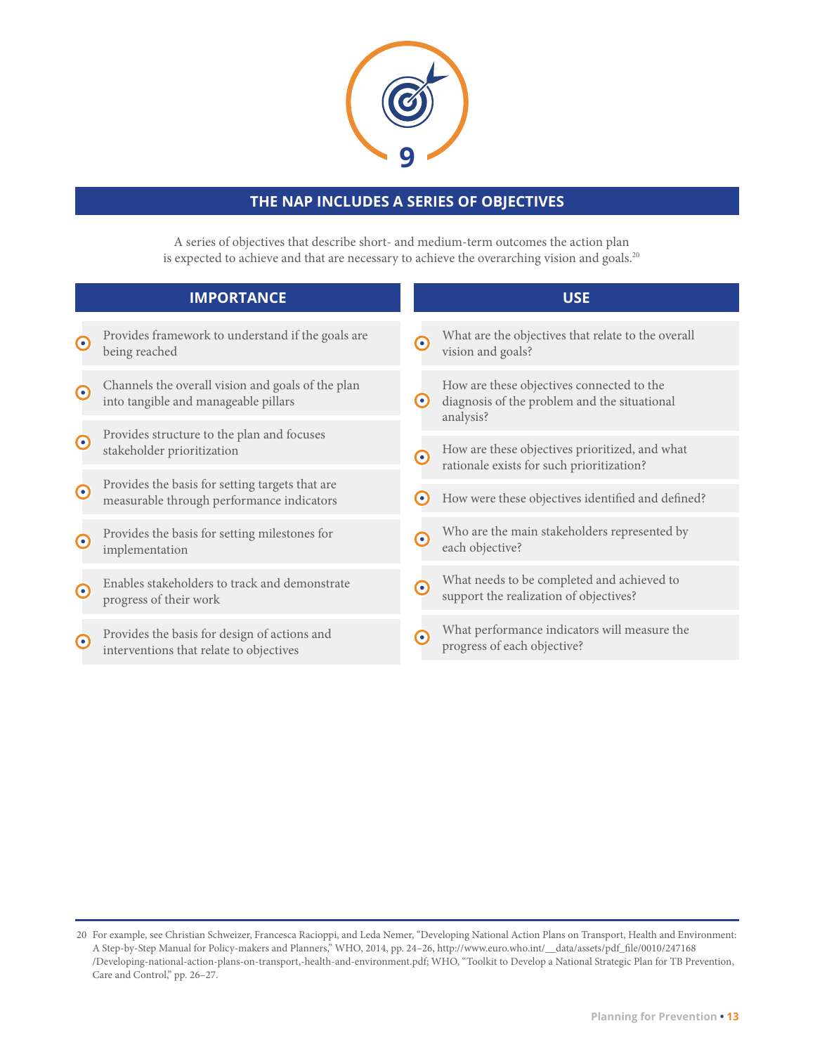9

## THE NAP INCLUDES A SERIES OF OBJECTIVES

A series of objectives that describe short- and medium-term outcomes the action plan is expected to achieve and that are necessary to achieve the overarching vision and goals.[20]

### IMPORTANCE

- Provides framework to understand if the goals are being reached
- Channels the overall vision and goals of the plan into tangible and manageable pillars
- Provides structure to the plan and focuses stakeholder prioritization
- Provides the basis for setting targets that are measurable through performance indicators
- Provides the basis for setting milestones for implementation
- Enables stakeholders to track and demonstrate progress of their work
- Provides the basis for design of actions and interventions that relate to objectives

### USE

- What are the objectives that relate to the overall vision and goals?
- How are these objectives connected to the diagnosis of the problem and the situational analysis?
- How are these objectives prioritized, and what rationale exists for such prioritization?
- How were these objectives identified and defined?
- Who are the main stakeholders represented by each objective?
- What needs to be completed and achieved to support the realization of objectives?
- What performance indicators will measure the progress of each objective?

---

20 For example, see Christian Schweizer, Francesca Racioppi, and Leda Nemer, "Developing National Action Plans on Transport, Health and Environment: A Step-by-Step Manual for Policy-makers and Planners," WHO, 2014, pp. 24–26, http://www.euro.who.int/__data/assets/pdf_file/0010/247168/Developing-national-action-plans-on-transport,-health-and-environment.pdf; WHO, "Toolkit to Develop a National Strategic Plan for TB Prevention, Care and Control," pp. 26–27.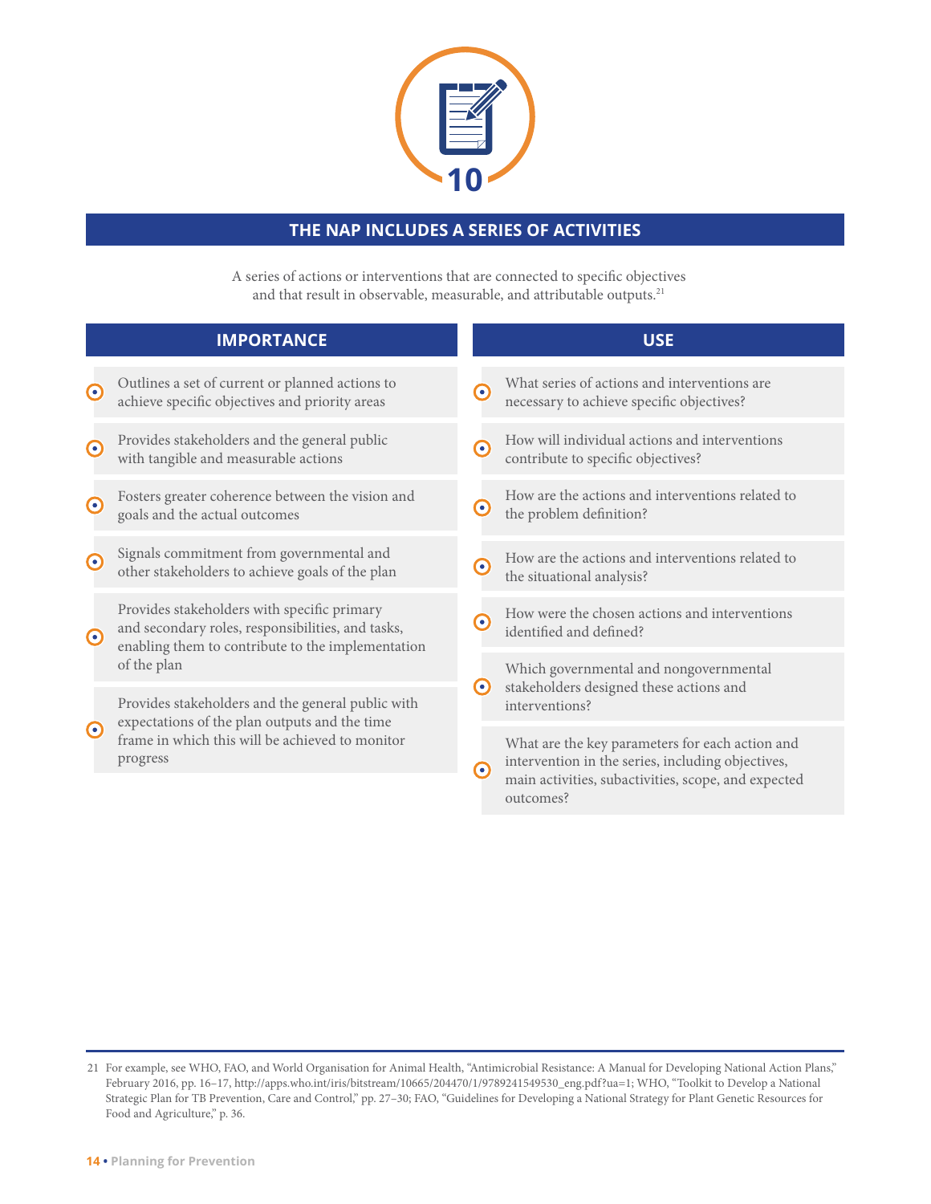10

## THE NAP INCLUDES A SERIES OF ACTIVITIES

A series of actions or interventions that are connected to specific objectives and that result in observable, measurable, and attributable outputs.[21]

### IMPORTANCE

- Outlines a set of current or planned actions to achieve specific objectives and priority areas
- Provides stakeholders and the general public with tangible and measurable actions
- Fosters greater coherence between the vision and goals and the actual outcomes
- Signals commitment from governmental and other stakeholders to achieve goals of the plan
- Provides stakeholders with specific primary and secondary roles, responsibilities, and tasks, enabling them to contribute to the implementation of the plan
- Provides stakeholders and the general public with expectations of the plan outputs and the time frame in which this will be achieved to monitor progress

### USE

- What series of actions and interventions are necessary to achieve specific objectives?
- How will individual actions and interventions contribute to specific objectives?
- How are the actions and interventions related to the problem definition?
- How are the actions and interventions related to the situational analysis?
- How were the chosen actions and interventions identified and defined?
- Which governmental and nongovernmental stakeholders designed these actions and interventions?
- What are the key parameters for each action and intervention in the series, including objectives, main activities, subactivities, scope, and expected outcomes?

---

21 For example, see WHO, FAO, and World Organisation for Animal Health, "Antimicrobial Resistance: A Manual for Developing National Action Plans," February 2016, pp. 16–17, http://apps.who.int/iris/bitstream/10665/204470/1/9789241549530_eng.pdf?ua=1; WHO, "Toolkit to Develop a National Strategic Plan for TB Prevention, Care and Control," pp. 27–30; FAO, "Guidelines for Developing a National Strategy for Plant Genetic Resources for Food and Agriculture," p. 36.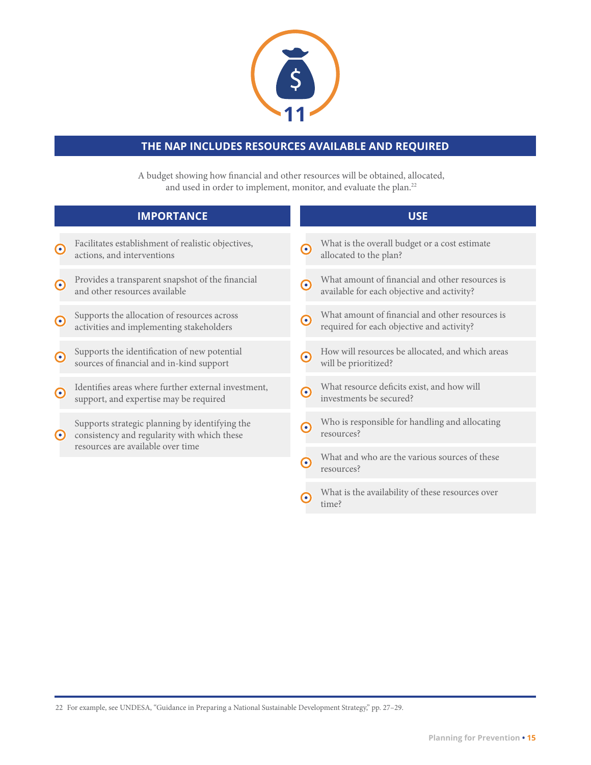11

## THE NAP INCLUDES RESOURCES AVAILABLE AND REQUIRED

A budget showing how financial and other resources will be obtained, allocated, and used in order to implement, monitor, and evaluate the plan.[22]

### IMPORTANCE

- Facilitates establishment of realistic objectives, actions, and interventions
- Provides a transparent snapshot of the financial and other resources available
- Supports the allocation of resources across activities and implementing stakeholders
- Supports the identification of new potential sources of financial and in-kind support
- Identifies areas where further external investment, support, and expertise may be required
- Supports strategic planning by identifying the consistency and regularity with which these resources are available over time

### USE

- What is the overall budget or a cost estimate allocated to the plan?
- What amount of financial and other resources is available for each objective and activity?
- What amount of financial and other resources is required for each objective and activity?
- How will resources be allocated, and which areas will be prioritized?
- What resource deficits exist, and how will investments be secured?
- Who is responsible for handling and allocating resources?
- What and who are the various sources of these resources?
- What is the availability of these resources over time?

22 For example, see UNDESA, "Guidance in Preparing a National Sustainable Development Strategy," pp. 27–29.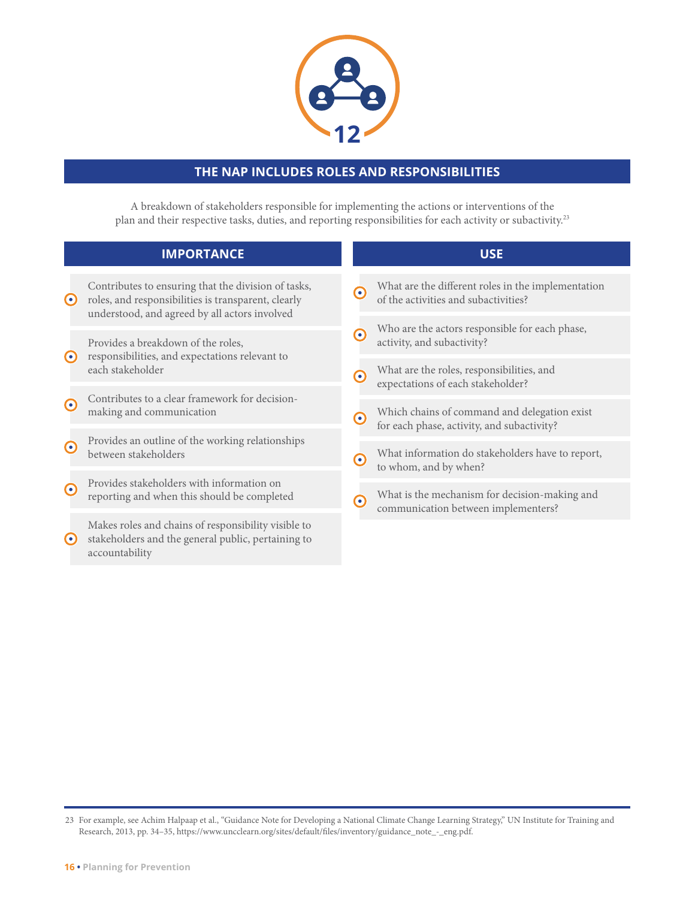12

## THE NAP INCLUDES ROLES AND RESPONSIBILITIES

A breakdown of stakeholders responsible for implementing the actions or interventions of the plan and their respective tasks, duties, and reporting responsibilities for each activity or subactivity.[23]

### IMPORTANCE

- Contributes to ensuring that the division of tasks, roles, and responsibilities is transparent, clearly understood, and agreed by all actors involved
- Provides a breakdown of the roles, responsibilities, and expectations relevant to each stakeholder
- Contributes to a clear framework for decision-making and communication
- Provides an outline of the working relationships between stakeholders
- Provides stakeholders with information on reporting and when this should be completed
- Makes roles and chains of responsibility visible to stakeholders and the general public, pertaining to accountability

### USE

- What are the different roles in the implementation of the activities and subactivities?
- Who are the actors responsible for each phase, activity, and subactivity?
- What are the roles, responsibilities, and expectations of each stakeholder?
- Which chains of command and delegation exist for each phase, activity, and subactivity?
- What information do stakeholders have to report, to whom, and by when?
- What is the mechanism for decision-making and communication between implementers?

---

23 For example, see Achim Halpaap et al., "Guidance Note for Developing a National Climate Change Learning Strategy," UN Institute for Training and Research, 2013, pp. 34–35, https://www.uncclearn.org/sites/default/files/inventory/guidance_note_-_eng.pdf.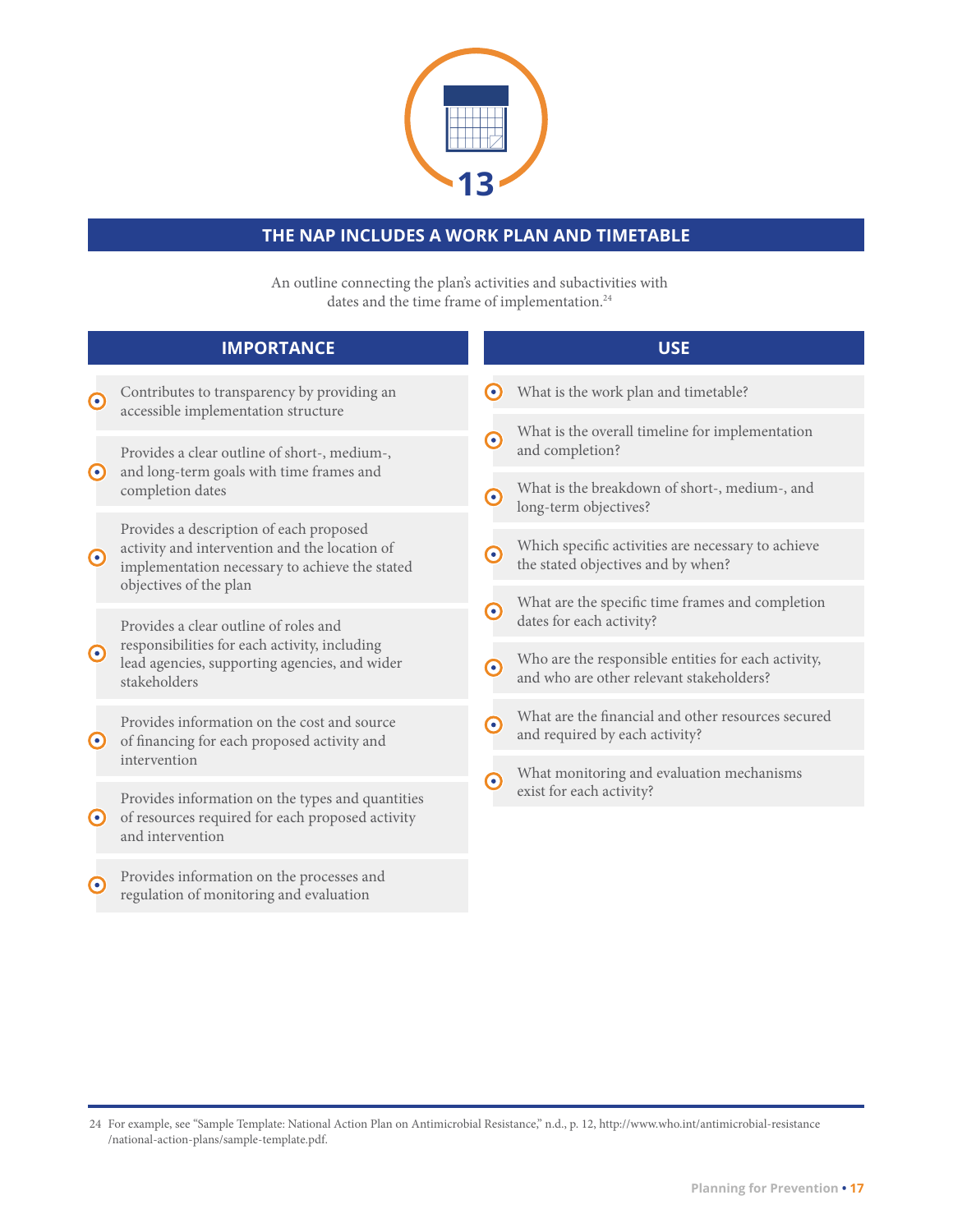13

## THE NAP INCLUDES A WORK PLAN AND TIMETABLE

An outline connecting the plan's activities and subactivities with dates and the time frame of implementation.[24]

### IMPORTANCE

- Contributes to transparency by providing an accessible implementation structure
- Provides a clear outline of short-, medium-, and long-term goals with time frames and completion dates
- Provides a description of each proposed activity and intervention and the location of implementation necessary to achieve the stated objectives of the plan
- Provides a clear outline of roles and responsibilities for each activity, including lead agencies, supporting agencies, and wider stakeholders
- Provides information on the cost and source of financing for each proposed activity and intervention
- Provides information on the types and quantities of resources required for each proposed activity and intervention
- Provides information on the processes and regulation of monitoring and evaluation

### USE

- What is the work plan and timetable?
- What is the overall timeline for implementation and completion?
- What is the breakdown of short-, medium-, and long-term objectives?
- Which specific activities are necessary to achieve the stated objectives and by when?
- What are the specific time frames and completion dates for each activity?
- Who are the responsible entities for each activity, and who are other relevant stakeholders?
- What are the financial and other resources secured and required by each activity?
- What monitoring and evaluation mechanisms exist for each activity?

---

24 For example, see "Sample Template: National Action Plan on Antimicrobial Resistance," n.d., p. 12, http://www.who.int/antimicrobial-resistance/national-action-plans/sample-template.pdf.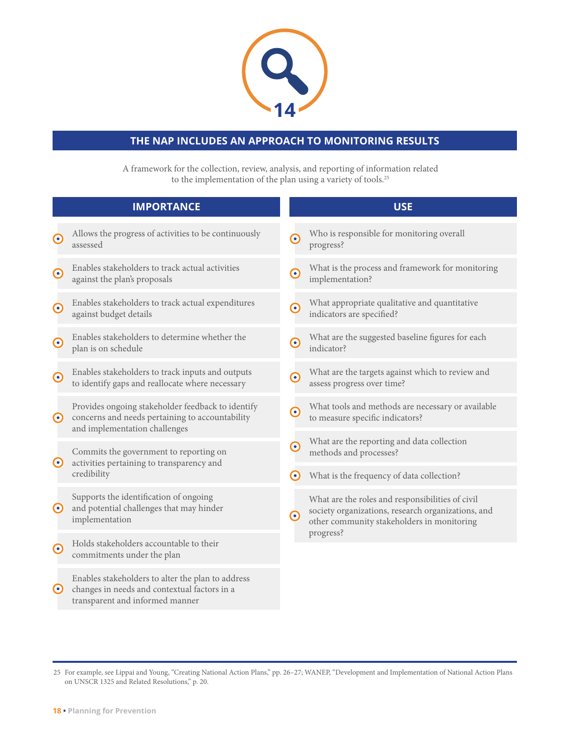14

## THE NAP INCLUDES AN APPROACH TO MONITORING RESULTS

A framework for the collection, review, analysis, and reporting of information related to the implementation of the plan using a variety of tools.[25]

### IMPORTANCE

- Allows the progress of activities to be continuously assessed
- Enables stakeholders to track actual activities against the plan's proposals
- Enables stakeholders to track actual expenditures against budget details
- Enables stakeholders to determine whether the plan is on schedule
- Enables stakeholders to track inputs and outputs to identify gaps and reallocate where necessary
- Provides ongoing stakeholder feedback to identify concerns and needs pertaining to accountability and implementation challenges
- Commits the government to reporting on activities pertaining to transparency and credibility
- Supports the identification of ongoing and potential challenges that may hinder implementation
- Holds stakeholders accountable to their commitments under the plan
- Enables stakeholders to alter the plan to address changes in needs and contextual factors in a transparent and informed manner

### USE

- Who is responsible for monitoring overall progress?
- What is the process and framework for monitoring implementation?
- What appropriate qualitative and quantitative indicators are specified?
- What are the suggested baseline figures for each indicator?
- What are the targets against which to review and assess progress over time?
- What tools and methods are necessary or available to measure specific indicators?
- What are the reporting and data collection methods and processes?
- What is the frequency of data collection?
- What are the roles and responsibilities of civil society organizations, research organizations, and other community stakeholders in monitoring progress?

---

25 For example, see Lippai and Young, "Creating National Action Plans," pp. 26–27; WANEP, "Development and Implementation of National Action Plans on UNSCR 1325 and Related Resolutions," p. 20.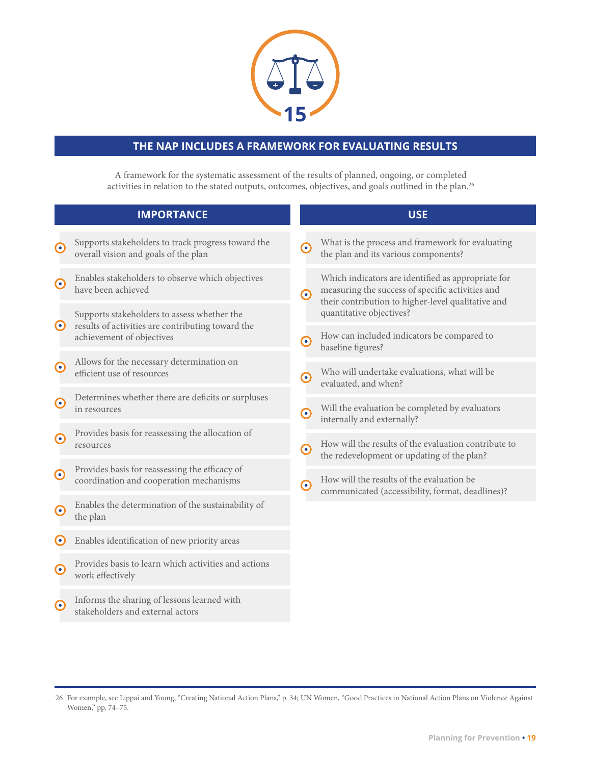15

## THE NAP INCLUDES A FRAMEWORK FOR EVALUATING RESULTS

A framework for the systematic assessment of the results of planned, ongoing, or completed activities in relation to the stated outputs, outcomes, objectives, and goals outlined in the plan.[26]

### IMPORTANCE

- Supports stakeholders to track progress toward the overall vision and goals of the plan
- Enables stakeholders to observe which objectives have been achieved
- Supports stakeholders to assess whether the results of activities are contributing toward the achievement of objectives
- Allows for the necessary determination on efficient use of resources
- Determines whether there are deficits or surpluses in resources
- Provides basis for reassessing the allocation of resources
- Provides basis for reassessing the efficacy of coordination and cooperation mechanisms
- Enables the determination of the sustainability of the plan
- Enables identification of new priority areas
- Provides basis to learn which activities and actions work effectively
- Informs the sharing of lessons learned with stakeholders and external actors

### USE

- What is the process and framework for evaluating the plan and its various components?
- Which indicators are identified as appropriate for measuring the success of specific activities and their contribution to higher-level qualitative and quantitative objectives?
- How can included indicators be compared to baseline figures?
- Who will undertake evaluations, what will be evaluated, and when?
- Will the evaluation be completed by evaluators internally and externally?
- How will the results of the evaluation contribute to the redevelopment or updating of the plan?
- How will the results of the evaluation be communicated (accessibility, format, deadlines)?

---

26 For example, see Lippai and Young, "Creating National Action Plans," p. 34; UN Women, "Good Practices in National Action Plans on Violence Against Women," pp. 74–75.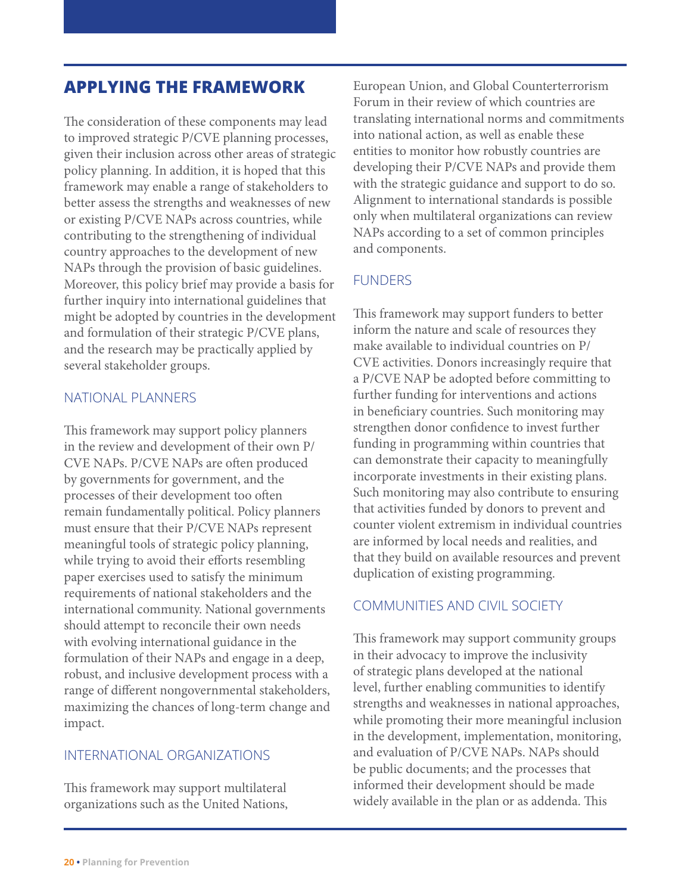## APPLYING THE FRAMEWORK

The consideration of these components may lead to improved strategic P/CVE planning processes, given their inclusion across other areas of strategic policy planning. In addition, it is hoped that this framework may enable a range of stakeholders to better assess the strengths and weaknesses of new or existing P/CVE NAPs across countries, while contributing to the strengthening of individual country approaches to the development of new NAPs through the provision of basic guidelines. Moreover, this policy brief may provide a basis for further inquiry into international guidelines that might be adopted by countries in the development and formulation of their strategic P/CVE plans, and the research may be practically applied by several stakeholder groups.

### NATIONAL PLANNERS

This framework may support policy planners in the review and development of their own P/CVE NAPs. P/CVE NAPs are often produced by governments for government, and the processes of their development too often remain fundamentally political. Policy planners must ensure that their P/CVE NAPs represent meaningful tools of strategic policy planning, while trying to avoid their efforts resembling paper exercises used to satisfy the minimum requirements of national stakeholders and the international community. National governments should attempt to reconcile their own needs with evolving international guidance in the formulation of their NAPs and engage in a deep, robust, and inclusive development process with a range of different nongovernmental stakeholders, maximizing the chances of long-term change and impact.

### INTERNATIONAL ORGANIZATIONS

This framework may support multilateral organizations such as the United Nations, European Union, and Global Counterterrorism Forum in their review of which countries are translating international norms and commitments into national action, as well as enable these entities to monitor how robustly countries are developing their P/CVE NAPs and provide them with the strategic guidance and support to do so. Alignment to international standards is possible only when multilateral organizations can review NAPs according to a set of common principles and components.

### FUNDERS

This framework may support funders to better inform the nature and scale of resources they make available to individual countries on P/CVE activities. Donors increasingly require that a P/CVE NAP be adopted before committing to further funding for interventions and actions in beneficiary countries. Such monitoring may strengthen donor confidence to invest further funding in programming within countries that can demonstrate their capacity to meaningfully incorporate investments in their existing plans. Such monitoring may also contribute to ensuring that activities funded by donors to prevent and counter violent extremism in individual countries are informed by local needs and realities, and that they build on available resources and prevent duplication of existing programming.

### COMMUNITIES AND CIVIL SOCIETY

This framework may support community groups in their advocacy to improve the inclusivity of strategic plans developed at the national level, further enabling communities to identify strengths and weaknesses in national approaches, while promoting their more meaningful inclusion in the development, implementation, monitoring, and evaluation of P/CVE NAPs. NAPs should be public documents; and the processes that informed their development should be made widely available in the plan or as addenda. This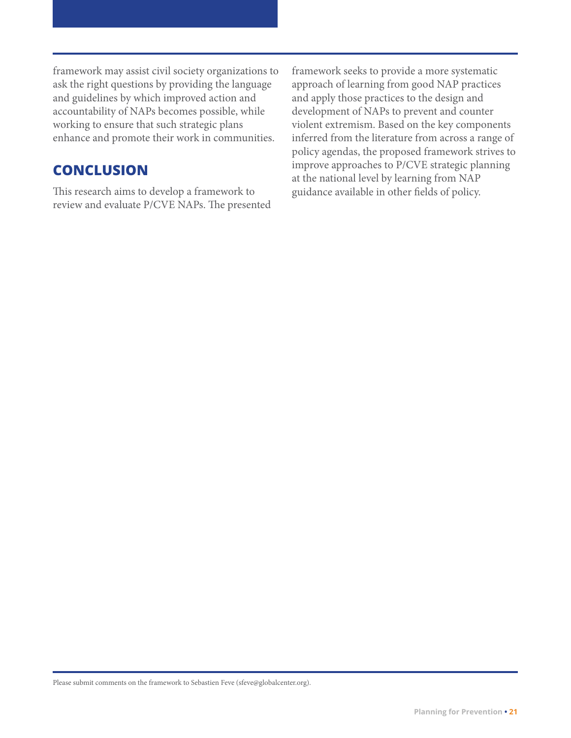framework may assist civil society organizations to ask the right questions by providing the language and guidelines by which improved action and accountability of NAPs becomes possible, while working to ensure that such strategic plans enhance and promote their work in communities.

## CONCLUSION

This research aims to develop a framework to review and evaluate P/CVE NAPs. The presented framework seeks to provide a more systematic approach of learning from good NAP practices and apply those practices to the design and development of NAPs to prevent and counter violent extremism. Based on the key components inferred from the literature from across a range of policy agendas, the proposed framework strives to improve approaches to P/CVE strategic planning at the national level by learning from NAP guidance available in other fields of policy.

Please submit comments on the framework to Sebastien Feve (sfeve@globalcenter.org).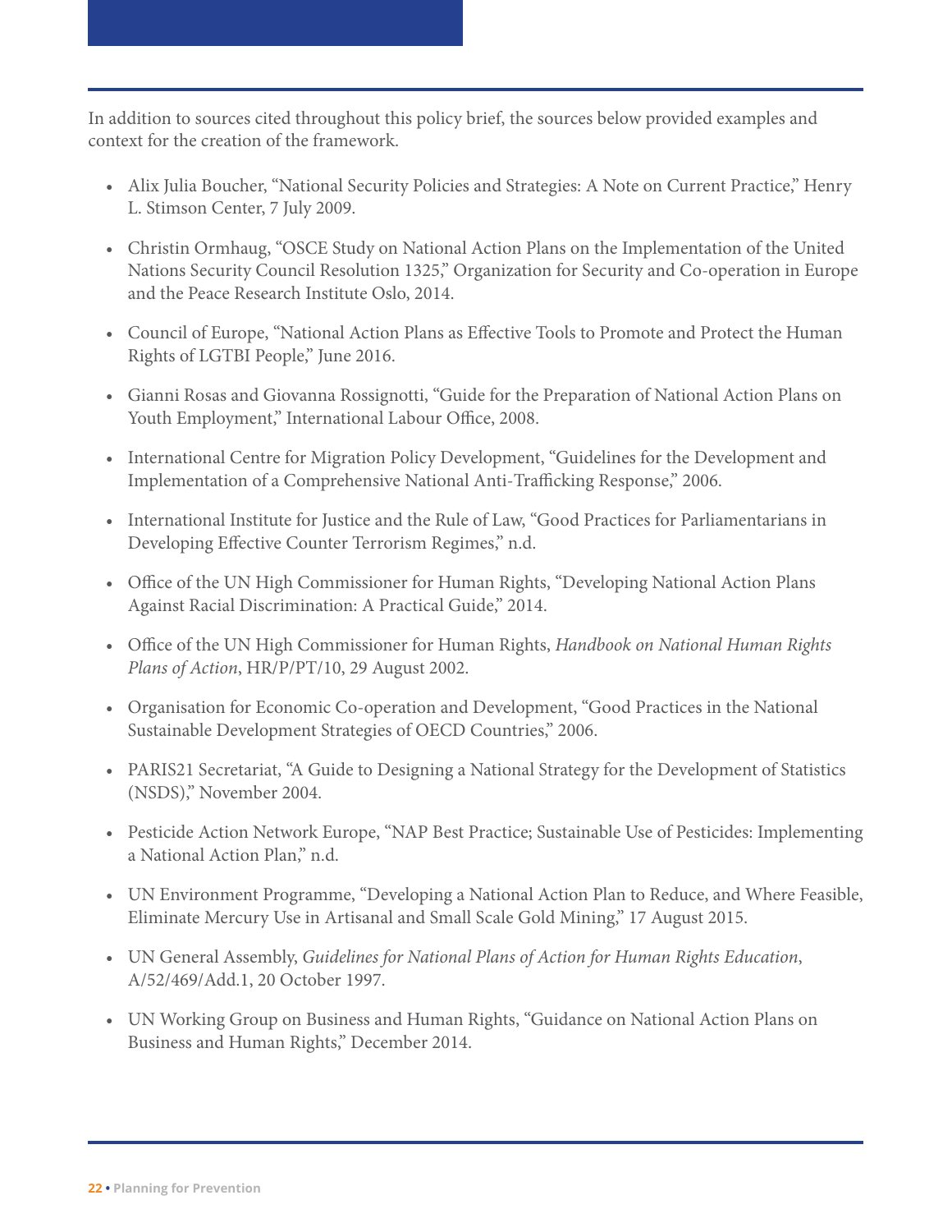In addition to sources cited throughout this policy brief, the sources below provided examples and context for the creation of the framework.

- Alix Julia Boucher, "National Security Policies and Strategies: A Note on Current Practice," Henry L. Stimson Center, 7 July 2009.
- Christin Ormhaug, "OSCE Study on National Action Plans on the Implementation of the United Nations Security Council Resolution 1325," Organization for Security and Co-operation in Europe and the Peace Research Institute Oslo, 2014.
- Council of Europe, "National Action Plans as Effective Tools to Promote and Protect the Human Rights of LGTBI People," June 2016.
- Gianni Rosas and Giovanna Rossignotti, "Guide for the Preparation of National Action Plans on Youth Employment," International Labour Office, 2008.
- International Centre for Migration Policy Development, "Guidelines for the Development and Implementation of a Comprehensive National Anti-Trafficking Response," 2006.
- International Institute for Justice and the Rule of Law, "Good Practices for Parliamentarians in Developing Effective Counter Terrorism Regimes," n.d.
- Office of the UN High Commissioner for Human Rights, "Developing National Action Plans Against Racial Discrimination: A Practical Guide," 2014.
- Office of the UN High Commissioner for Human Rights, *Handbook on National Human Rights Plans of Action*, HR/P/PT/10, 29 August 2002.
- Organisation for Economic Co-operation and Development, "Good Practices in the National Sustainable Development Strategies of OECD Countries," 2006.
- PARIS21 Secretariat, "A Guide to Designing a National Strategy for the Development of Statistics (NSDS)," November 2004.
- Pesticide Action Network Europe, "NAP Best Practice; Sustainable Use of Pesticides: Implementing a National Action Plan," n.d.
- UN Environment Programme, "Developing a National Action Plan to Reduce, and Where Feasible, Eliminate Mercury Use in Artisanal and Small Scale Gold Mining," 17 August 2015.
- UN General Assembly, *Guidelines for National Plans of Action for Human Rights Education*, A/52/469/Add.1, 20 October 1997.
- UN Working Group on Business and Human Rights, "Guidance on National Action Plans on Business and Human Rights," December 2014.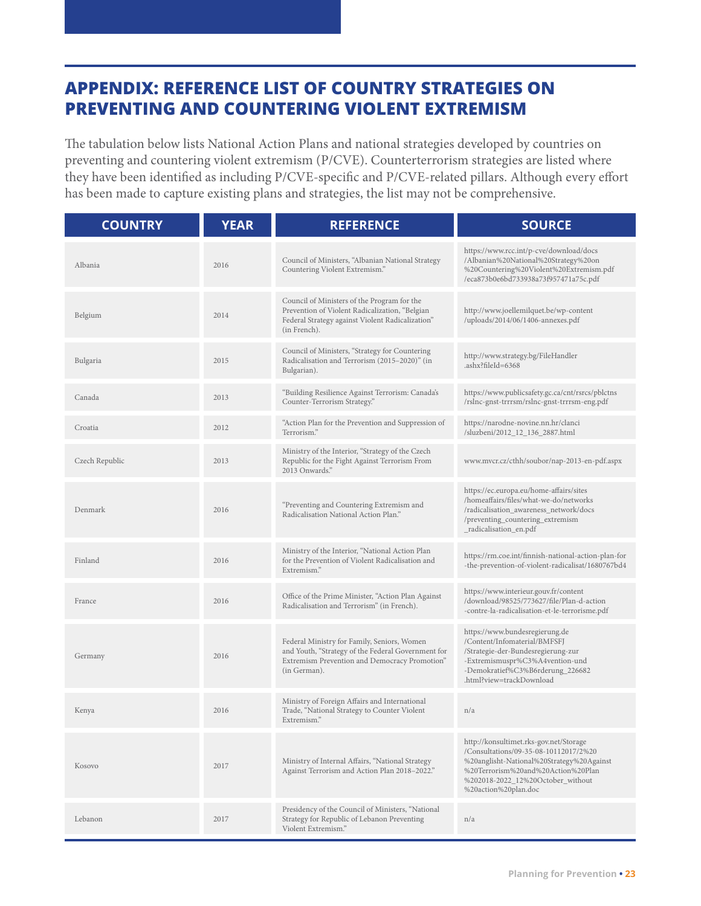## APPENDIX: REFERENCE LIST OF COUNTRY STRATEGIES ON PREVENTING AND COUNTERING VIOLENT EXTREMISM

The tabulation below lists National Action Plans and national strategies developed by countries on preventing and countering violent extremism (P/CVE). Counterterrorism strategies are listed where they have been identified as including P/CVE-specific and P/CVE-related pillars. Although every effort has been made to capture existing plans and strategies, the list may not be comprehensive.

| COUNTRY | YEAR | REFERENCE | SOURCE |
|---|---|---|---|
| Albania | 2016 | Council of Ministers, "Albanian National Strategy Countering Violent Extremism." | https://www.rcc.int/p-cve/download/docs/Albanian%20National%20Strategy%20on%20Countering%20Violent%20Extremism.pdf/eca873b0e6bd733938a73f957471a75c.pdf |
| Belgium | 2014 | Council of Ministers of the Program for the Prevention of Violent Radicalization, "Belgian Federal Strategy against Violent Radicalization" (in French). | http://www.joellemilquet.be/wp-content/uploads/2014/06/1406-annexes.pdf |
| Bulgaria | 2015 | Council of Ministers, "Strategy for Countering Radicalisation and Terrorism (2015–2020)" (in Bulgarian). | http://www.strategy.bg/FileHandler.ashx?fileId=6368 |
| Canada | 2013 | "Building Resilience Against Terrorism: Canada's Counter-Terrorism Strategy." | https://www.publicsafety.gc.ca/cnt/rsrcs/pblctns/rslnc-gnst-trrrsm/rslnc-gnst-trrrsm-eng.pdf |
| Croatia | 2012 | "Action Plan for the Prevention and Suppression of Terrorism." | https://narodne-novine.nn.hr/clanci/sluzbeni/2012_12_136_2887.html |
| Czech Republic | 2013 | Ministry of the Interior, "Strategy of the Czech Republic for the Fight Against Terrorism From 2013 Onwards." | www.mvcr.cz/cthh/soubor/nap-2013-en-pdf.aspx |
| Denmark | 2016 | "Preventing and Countering Extremism and Radicalisation National Action Plan." | https://ec.europa.eu/home-affairs/sites/homeaffairs/files/what-we-do/networks/radicalisation_awareness_network/docs/preventing_countering_extremism_radicalisation_en.pdf |
| Finland | 2016 | Ministry of the Interior, "National Action Plan for the Prevention of Violent Radicalisation and Extremism." | https://rm.coe.int/finnish-national-action-plan-for-the-prevention-of-violent-radicalisat/1680767bd4 |
| France | 2016 | Office of the Prime Minister, "Action Plan Against Radicalisation and Terrorism" (in French). | https://www.interieur.gouv.fr/content/download/98525/773627/file/Plan-d-action-contre-la-radicalisation-et-le-terrorisme.pdf |
| Germany | 2016 | Federal Ministry for Family, Seniors, Women and Youth, "Strategy of the Federal Government for Extremism Prevention and Democracy Promotion" (in German). | https://www.bundesregierung.de/Content/Infomaterial/BMFSFJ/Strategie-der-Bundesregierung-zur-Extremismuspr%C3%A4vention-und-Demokratief%C3%B6rderung_226682.html?view=trackDownload |
| Kenya | 2016 | Ministry of Foreign Affairs and International Trade, "National Strategy to Counter Violent Extremism." | n/a |
| Kosovo | 2017 | Ministry of Internal Affairs, "National Strategy Against Terrorism and Action Plan 2018–2022." | http://konsultimet.rks-gov.net/Storage/Consultations/09-35-08-10112017/2%20%20anglisht-National%20Strategy%20Against%20Terrorism%20and%20Action%20Plan%202018-2022_12%20October_without%20action%20plan.doc |
| Lebanon | 2017 | Presidency of the Council of Ministers, "National Strategy for Republic of Lebanon Preventing Violent Extremism." | n/a |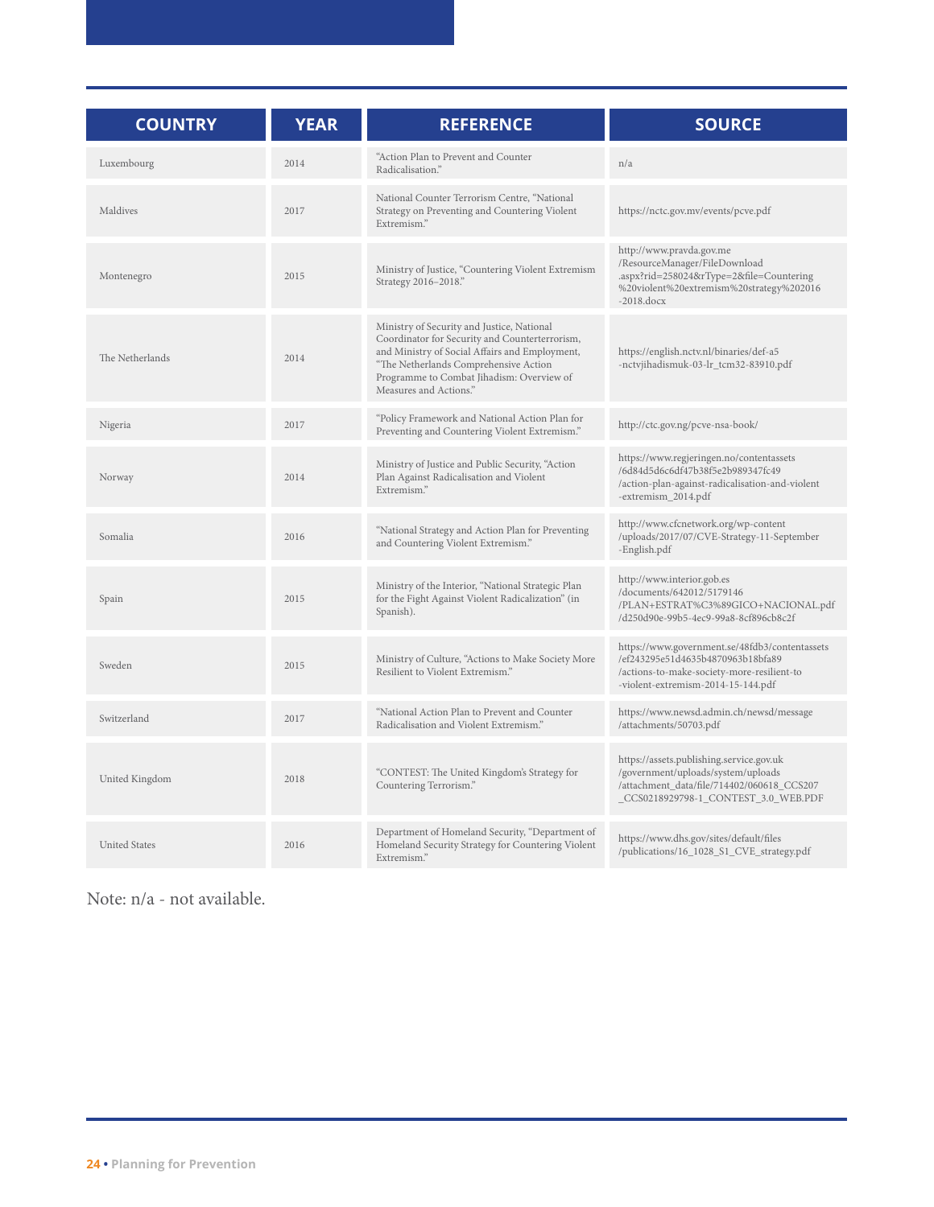| COUNTRY | YEAR | REFERENCE | SOURCE |
|---|---|---|---|
| Luxembourg | 2014 | "Action Plan to Prevent and Counter Radicalisation." | n/a |
| Maldives | 2017 | National Counter Terrorism Centre, "National Strategy on Preventing and Countering Violent Extremism." | https://nctc.gov.mv/events/pcve.pdf |
| Montenegro | 2015 | Ministry of Justice, "Countering Violent Extremism Strategy 2016–2018." | http://www.pravda.gov.me/ResourceManager/FileDownload.aspx?rid=258024&rType=2&file=Countering%20violent%20extremism%20strategy%202016-2018.docx |
| The Netherlands | 2014 | Ministry of Security and Justice, National Coordinator for Security and Counterterrorism, and Ministry of Social Affairs and Employment, "The Netherlands Comprehensive Action Programme to Combat Jihadism: Overview of Measures and Actions." | https://english.nctv.nl/binaries/def-a5-nctvjihadismuk-03-lr_tcm32-83910.pdf |
| Nigeria | 2017 | "Policy Framework and National Action Plan for Preventing and Countering Violent Extremism." | http://ctc.gov.ng/pcve-nsa-book/ |
| Norway | 2014 | Ministry of Justice and Public Security, "Action Plan Against Radicalisation and Violent Extremism." | https://www.regjeringen.no/contentassets/6d84d5d6c6df47b38f5e2b989347fc49/action-plan-against-radicalisation-and-violent-extremism_2014.pdf |
| Somalia | 2016 | "National Strategy and Action Plan for Preventing and Countering Violent Extremism." | http://www.cfcnetwork.org/wp-content/uploads/2017/07/CVE-Strategy-11-September-English.pdf |
| Spain | 2015 | Ministry of the Interior, "National Strategic Plan for the Fight Against Violent Radicalization" (in Spanish). | http://www.interior.gob.es/documents/642012/5179146/PLAN+ESTRAT%C3%89GICO+NACIONAL.pdf/d250d90e-99b5-4ec9-99a8-8cf896cb8c2f |
| Sweden | 2015 | Ministry of Culture, "Actions to Make Society More Resilient to Violent Extremism." | https://www.government.se/48fdb3/contentassets/ef243295e51d4635b4870963b18bfa89/actions-to-make-society-more-resilient-to-violent-extremism-2014-15-144.pdf |
| Switzerland | 2017 | "National Action Plan to Prevent and Counter Radicalisation and Violent Extremism." | https://www.newsd.admin.ch/newsd/message/attachments/50703.pdf |
| United Kingdom | 2018 | "CONTEST: The United Kingdom's Strategy for Countering Terrorism." | https://assets.publishing.service.gov.uk/government/uploads/system/uploads/attachment_data/file/714402/060618_CCS207_CCS0218929798-1_CONTEST_3.0_WEB.PDF |
| United States | 2016 | Department of Homeland Security, "Department of Homeland Security Strategy for Countering Violent Extremism." | https://www.dhs.gov/sites/default/files/publications/16_1028_S1_CVE_strategy.pdf |

Note: n/a - not available.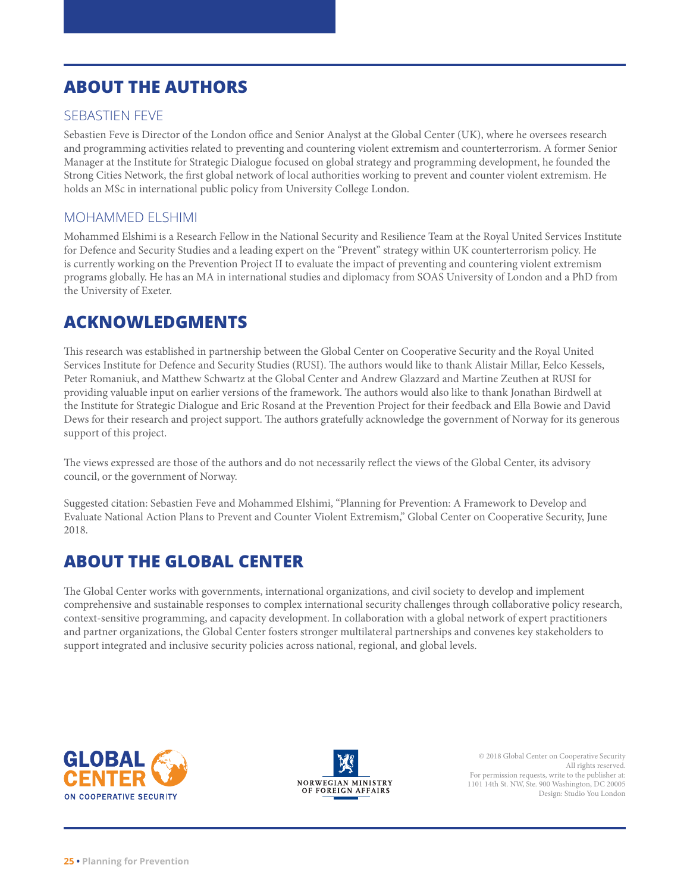## ABOUT THE AUTHORS

### SEBASTIEN FEVE

Sebastien Feve is Director of the London office and Senior Analyst at the Global Center (UK), where he oversees research and programming activities related to preventing and countering violent extremism and counterterrorism. A former Senior Manager at the Institute for Strategic Dialogue focused on global strategy and programming development, he founded the Strong Cities Network, the first global network of local authorities working to prevent and counter violent extremism. He holds an MSc in international public policy from University College London.

### MOHAMMED ELSHIMI

Mohammed Elshimi is a Research Fellow in the National Security and Resilience Team at the Royal United Services Institute for Defence and Security Studies and a leading expert on the "Prevent" strategy within UK counterterrorism policy. He is currently working on the Prevention Project II to evaluate the impact of preventing and countering violent extremism programs globally. He has an MA in international studies and diplomacy from SOAS University of London and a PhD from the University of Exeter.

## ACKNOWLEDGMENTS

This research was established in partnership between the Global Center on Cooperative Security and the Royal United Services Institute for Defence and Security Studies (RUSI). The authors would like to thank Alistair Millar, Eelco Kessels, Peter Romaniuk, and Matthew Schwartz at the Global Center and Andrew Glazzard and Martine Zeuthen at RUSI for providing valuable input on earlier versions of the framework. The authors would also like to thank Jonathan Birdwell at the Institute for Strategic Dialogue and Eric Rosand at the Prevention Project for their feedback and Ella Bowie and David Dews for their research and project support. The authors gratefully acknowledge the government of Norway for its generous support of this project.

The views expressed are those of the authors and do not necessarily reflect the views of the Global Center, its advisory council, or the government of Norway.

Suggested citation: Sebastien Feve and Mohammed Elshimi, "Planning for Prevention: A Framework to Develop and Evaluate National Action Plans to Prevent and Counter Violent Extremism," Global Center on Cooperative Security, June 2018.

## ABOUT THE GLOBAL CENTER

The Global Center works with governments, international organizations, and civil society to develop and implement comprehensive and sustainable responses to complex international security challenges through collaborative policy research, context-sensitive programming, and capacity development. In collaboration with a global network of expert practitioners and partner organizations, the Global Center fosters stronger multilateral partnerships and convenes key stakeholders to support integrated and inclusive security policies across national, regional, and global levels.

GLOBAL CENTER ON COOPERATIVE SECURITY

NORWEGIAN MINISTRY OF FOREIGN AFFAIRS

© 2018 Global Center on Cooperative Security
All rights reserved.
For permission requests, write to the publisher at:
1101 14th St. NW, Ste. 900 Washington, DC 20005
Design: Studio You London